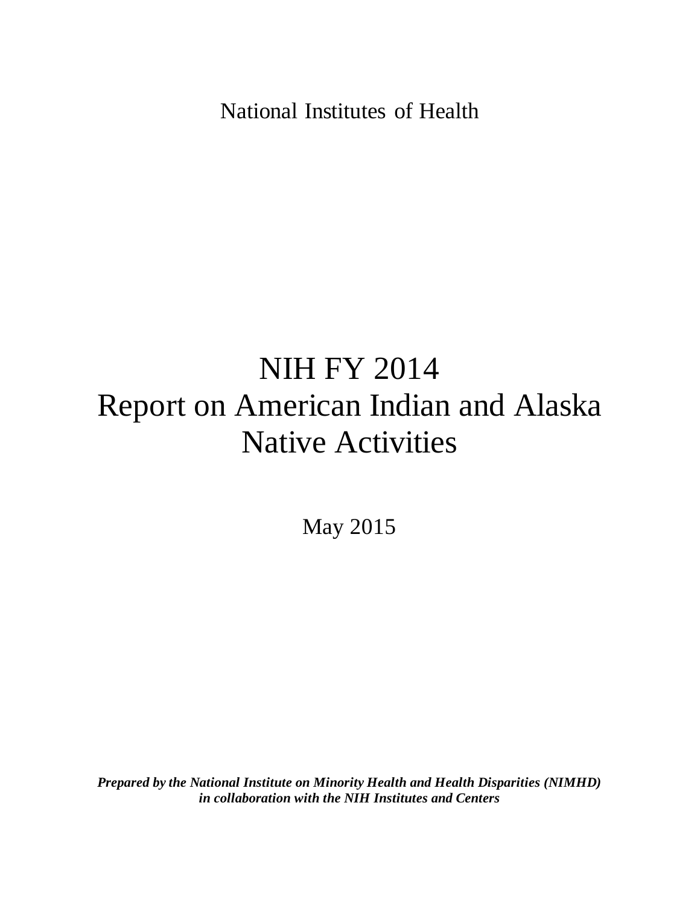National Institutes of Health

# NIH FY 2014 Report on American Indian and Alaska Native Activities

May 2015

***Prepared by the National Institute on Minority Health and Health Disparities (NIMHD) in collaboration with the NIH Institutes and Centers***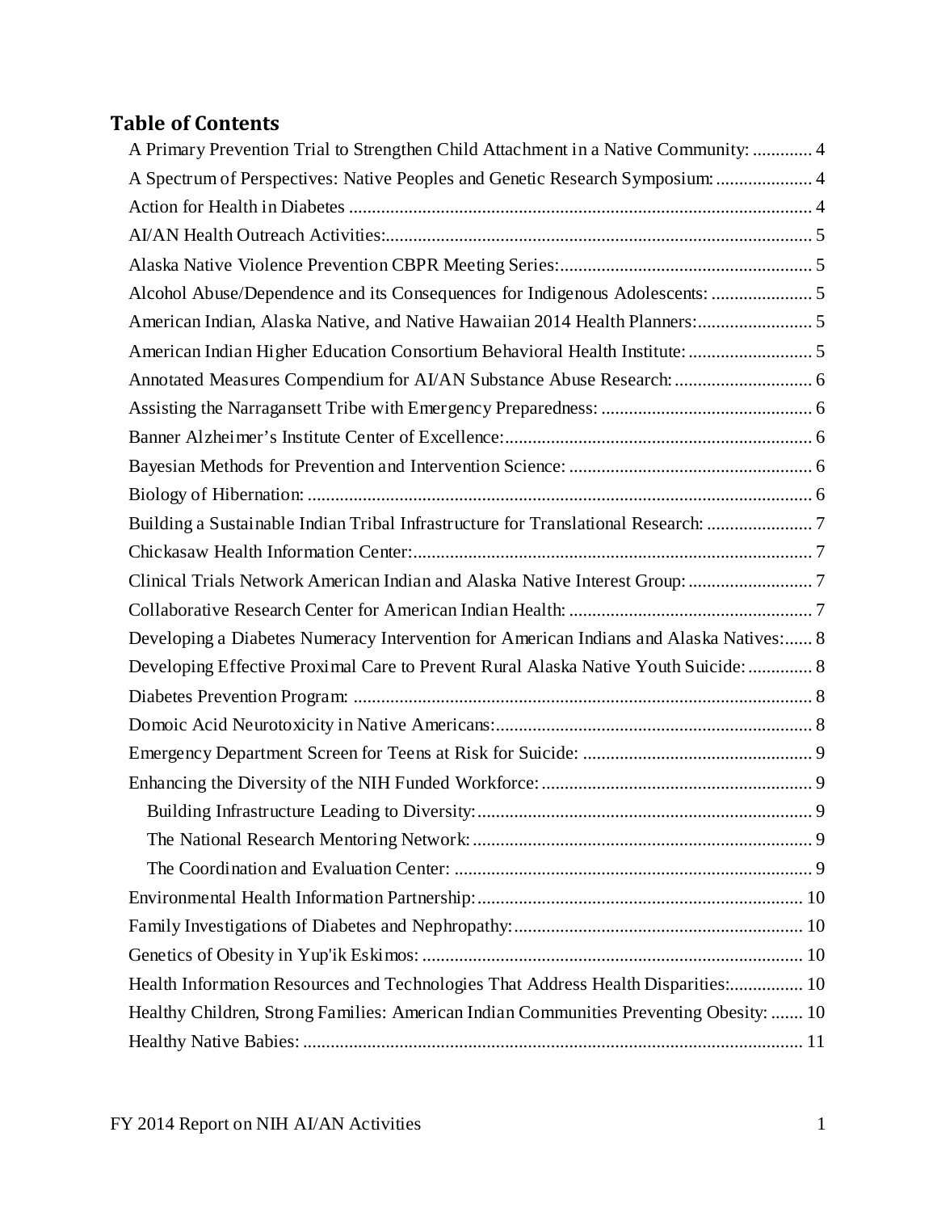## Table of Contents

- A Primary Prevention Trial to Strengthen Child Attachment in a Native Community: ............. 4
- A Spectrum of Perspectives: Native Peoples and Genetic Research Symposium: ..................... 4
- Action for Health in Diabetes ..................................................................................................... 4
- AI/AN Health Outreach Activities:............................................................................................ 5
- Alaska Native Violence Prevention CBPR Meeting Series:....................................................... 5
- Alcohol Abuse/Dependence and its Consequences for Indigenous Adolescents: ...................... 5
- American Indian, Alaska Native, and Native Hawaiian 2014 Health Planners:......................... 5
- American Indian Higher Education Consortium Behavioral Health Institute: ........................... 5
- Annotated Measures Compendium for AI/AN Substance Abuse Research: .............................. 6
- Assisting the Narragansett Tribe with Emergency Preparedness: .............................................. 6
- Banner Alzheimer's Institute Center of Excellence:................................................................... 6
- Bayesian Methods for Prevention and Intervention Science: ..................................................... 6
- Biology of Hibernation: ............................................................................................................. 6
- Building a Sustainable Indian Tribal Infrastructure for Translational Research: ....................... 7
- Chickasaw Health Information Center:...................................................................................... 7
- Clinical Trials Network American Indian and Alaska Native Interest Group: ........................... 7
- Collaborative Research Center for American Indian Health: ..................................................... 7
- Developing a Diabetes Numeracy Intervention for American Indians and Alaska Natives:...... 8
- Developing Effective Proximal Care to Prevent Rural Alaska Native Youth Suicide: .............. 8
- Diabetes Prevention Program: .................................................................................................... 8
- Domoic Acid Neurotoxicity in Native Americans:..................................................................... 8
- Emergency Department Screen for Teens at Risk for Suicide: .................................................. 9
- Enhancing the Diversity of the NIH Funded Workforce:........................................................... 9
  - Building Infrastructure Leading to Diversity:......................................................................... 9
  - The National Research Mentoring Network:.......................................................................... 9
  - The Coordination and Evaluation Center: .............................................................................. 9
- Environmental Health Information Partnership:....................................................................... 10
- Family Investigations of Diabetes and Nephropathy:............................................................... 10
- Genetics of Obesity in Yup'ik Eskimos: ................................................................................... 10
- Health Information Resources and Technologies That Address Health Disparities:................ 10
- Healthy Children, Strong Families: American Indian Communities Preventing Obesity: ....... 10
- Healthy Native Babies: ............................................................................................................. 11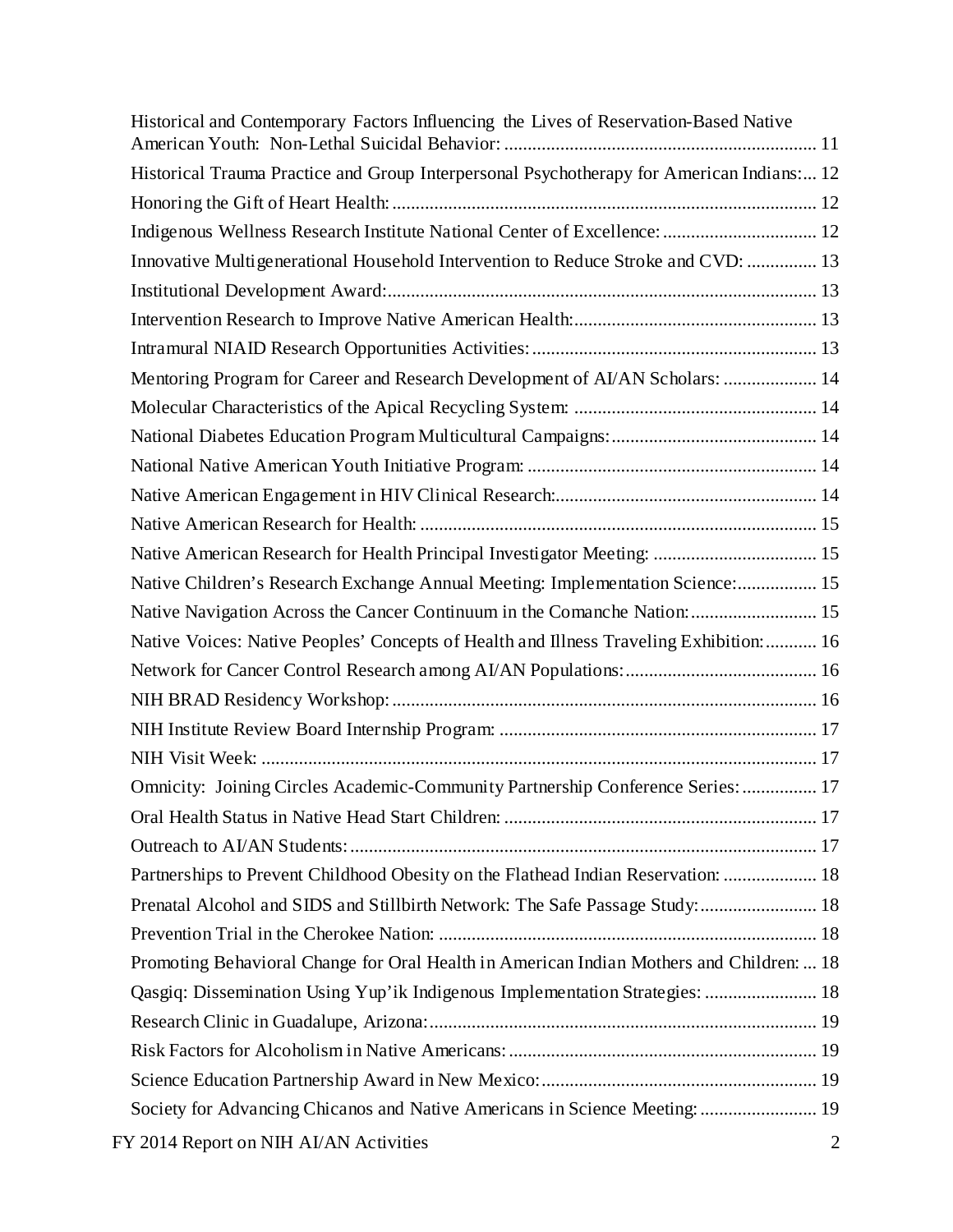Historical and Contemporary Factors Influencing the Lives of Reservation-Based Native American Youth: Non-Lethal Suicidal Behavior: ................................................................... 11

Historical Trauma Practice and Group Interpersonal Psychotherapy for American Indians:... 12

Honoring the Gift of Heart Health: .......................................................................................... 12

Indigenous Wellness Research Institute National Center of Excellence: ................................ 12

Innovative Multigenerational Household Intervention to Reduce Stroke and CVD: .............. 13

Institutional Development Award: ........................................................................................... 13

Intervention Research to Improve Native American Health: ................................................... 13

Intramural NIAID Research Opportunities Activities: ............................................................ 13

Mentoring Program for Career and Research Development of AI/AN Scholars: .................... 14

Molecular Characteristics of the Apical Recycling System: ................................................... 14

National Diabetes Education Program Multicultural Campaigns: ........................................... 14

National Native American Youth Initiative Program: ............................................................. 14

Native American Engagement in HIV Clinical Research: ....................................................... 14

Native American Research for Health: .................................................................................... 15

Native American Research for Health Principal Investigator Meeting: .................................. 15

Native Children's Research Exchange Annual Meeting: Implementation Science: ................. 15

Native Navigation Across the Cancer Continuum in the Comanche Nation: ........................... 15

Native Voices: Native Peoples' Concepts of Health and Illness Traveling Exhibition: ........... 16

Network for Cancer Control Research among AI/AN Populations: ......................................... 16

NIH BRAD Residency Workshop: .......................................................................................... 16

NIH Institute Review Board Internship Program: ................................................................... 17

NIH Visit Week: ...................................................................................................................... 17

Omnicity: Joining Circles Academic-Community Partnership Conference Series: ................ 17

Oral Health Status in Native Head Start Children: .................................................................. 17

Outreach to AI/AN Students: ................................................................................................... 17

Partnerships to Prevent Childhood Obesity on the Flathead Indian Reservation: .................... 18

Prenatal Alcohol and SIDS and Stillbirth Network: The Safe Passage Study: ......................... 18

Prevention Trial in the Cherokee Nation: ................................................................................ 18

Promoting Behavioral Change for Oral Health in American Indian Mothers and Children: ... 18

Qasgiq: Dissemination Using Yup'ik Indigenous Implementation Strategies: ........................ 18

Research Clinic in Guadalupe, Arizona: .................................................................................. 19

Risk Factors for Alcoholism in Native Americans: ................................................................. 19

Science Education Partnership Award in New Mexico: ........................................................... 19

Society for Advancing Chicanos and Native Americans in Science Meeting: ......................... 19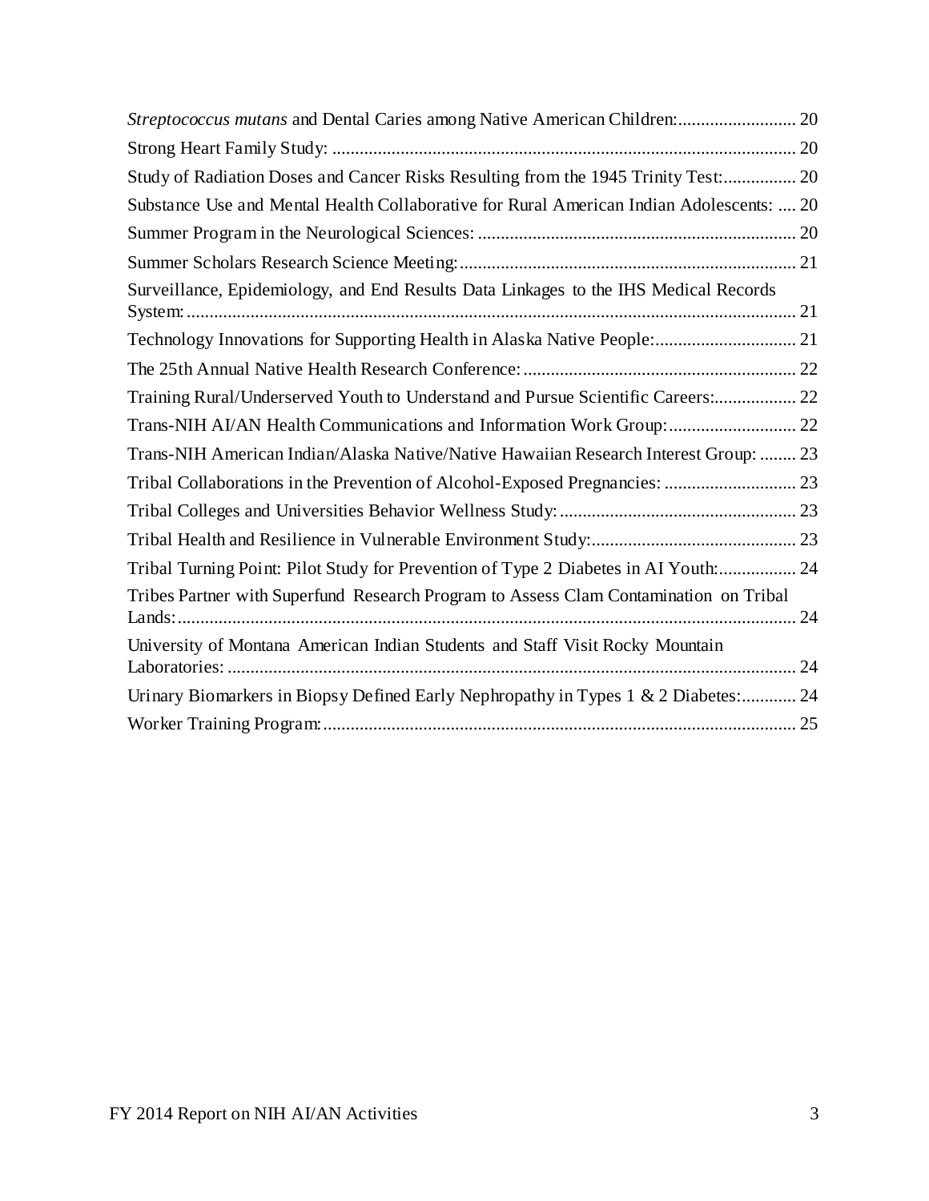*Streptococcus mutans* and Dental Caries among Native American Children: .......................... 20

Strong Heart Family Study: ...................................................................................................... 20

Study of Radiation Doses and Cancer Risks Resulting from the 1945 Trinity Test: ................ 20

Substance Use and Mental Health Collaborative for Rural American Indian Adolescents: .... 20

Summer Program in the Neurological Sciences: ..................................................................... 20

Summer Scholars Research Science Meeting: .......................................................................... 21

Surveillance, Epidemiology, and End Results Data Linkages to the IHS Medical Records System: ...................................................................................................................................... 21

Technology Innovations for Supporting Health in Alaska Native People: ............................... 21

The 25th Annual Native Health Research Conference: ............................................................ 22

Training Rural/Underserved Youth to Understand and Pursue Scientific Careers: .................. 22

Trans-NIH AI/AN Health Communications and Information Work Group: ............................ 22

Trans-NIH American Indian/Alaska Native/Native Hawaiian Research Interest Group: ........ 23

Tribal Collaborations in the Prevention of Alcohol-Exposed Pregnancies: ............................. 23

Tribal Colleges and Universities Behavior Wellness Study: .................................................... 23

Tribal Health and Resilience in Vulnerable Environment Study: ............................................. 23

Tribal Turning Point: Pilot Study for Prevention of Type 2 Diabetes in AI Youth: ................. 24

Tribes Partner with Superfund Research Program to Assess Clam Contamination on Tribal Lands: ........................................................................................................................................ 24

University of Montana American Indian Students and Staff Visit Rocky Mountain Laboratories: ............................................................................................................................. 24

Urinary Biomarkers in Biopsy Defined Early Nephropathy in Types 1 & 2 Diabetes: ............ 24

Worker Training Program: ......................................................................................................... 25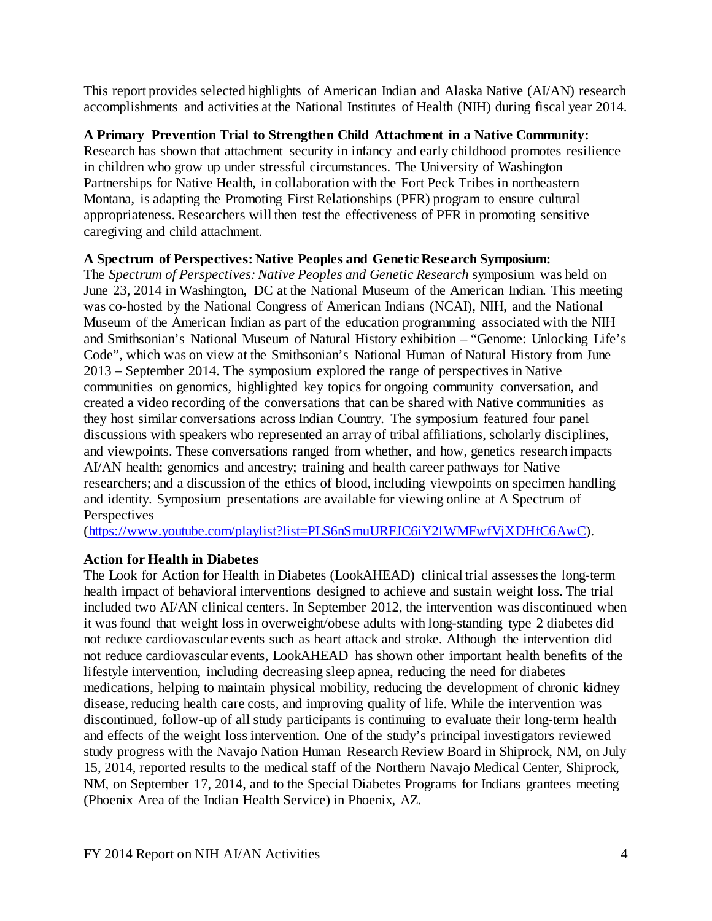This report provides selected highlights of American Indian and Alaska Native (AI/AN) research accomplishments and activities at the National Institutes of Health (NIH) during fiscal year 2014.

**A Primary Prevention Trial to Strengthen Child Attachment in a Native Community:**
Research has shown that attachment security in infancy and early childhood promotes resilience in children who grow up under stressful circumstances. The University of Washington Partnerships for Native Health, in collaboration with the Fort Peck Tribes in northeastern Montana, is adapting the Promoting First Relationships (PFR) program to ensure cultural appropriateness. Researchers will then test the effectiveness of PFR in promoting sensitive caregiving and child attachment.

**A Spectrum of Perspectives: Native Peoples and Genetic Research Symposium:**
The *Spectrum of Perspectives: Native Peoples and Genetic Research* symposium was held on June 23, 2014 in Washington, DC at the National Museum of the American Indian. This meeting was co-hosted by the National Congress of American Indians (NCAI), NIH, and the National Museum of the American Indian as part of the education programming associated with the NIH and Smithsonian's National Museum of Natural History exhibition – "Genome: Unlocking Life's Code", which was on view at the Smithsonian's National Human of Natural History from June 2013 – September 2014. The symposium explored the range of perspectives in Native communities on genomics, highlighted key topics for ongoing community conversation, and created a video recording of the conversations that can be shared with Native communities as they host similar conversations across Indian Country. The symposium featured four panel discussions with speakers who represented an array of tribal affiliations, scholarly disciplines, and viewpoints. These conversations ranged from whether, and how, genetics research impacts AI/AN health; genomics and ancestry; training and health career pathways for Native researchers; and a discussion of the ethics of blood, including viewpoints on specimen handling and identity. Symposium presentations are available for viewing online at A Spectrum of Perspectives
(https://www.youtube.com/playlist?list=PLS6nSmuURFJC6iY2lWMFwfVjXDHfC6AwC).

**Action for Health in Diabetes**
The Look for Action for Health in Diabetes (LookAHEAD) clinical trial assesses the long-term health impact of behavioral interventions designed to achieve and sustain weight loss. The trial included two AI/AN clinical centers. In September 2012, the intervention was discontinued when it was found that weight loss in overweight/obese adults with long-standing type 2 diabetes did not reduce cardiovascular events such as heart attack and stroke. Although the intervention did not reduce cardiovascular events, LookAHEAD has shown other important health benefits of the lifestyle intervention, including decreasing sleep apnea, reducing the need for diabetes medications, helping to maintain physical mobility, reducing the development of chronic kidney disease, reducing health care costs, and improving quality of life. While the intervention was discontinued, follow-up of all study participants is continuing to evaluate their long-term health and effects of the weight loss intervention. One of the study's principal investigators reviewed study progress with the Navajo Nation Human Research Review Board in Shiprock, NM, on July 15, 2014, reported results to the medical staff of the Northern Navajo Medical Center, Shiprock, NM, on September 17, 2014, and to the Special Diabetes Programs for Indians grantees meeting (Phoenix Area of the Indian Health Service) in Phoenix, AZ.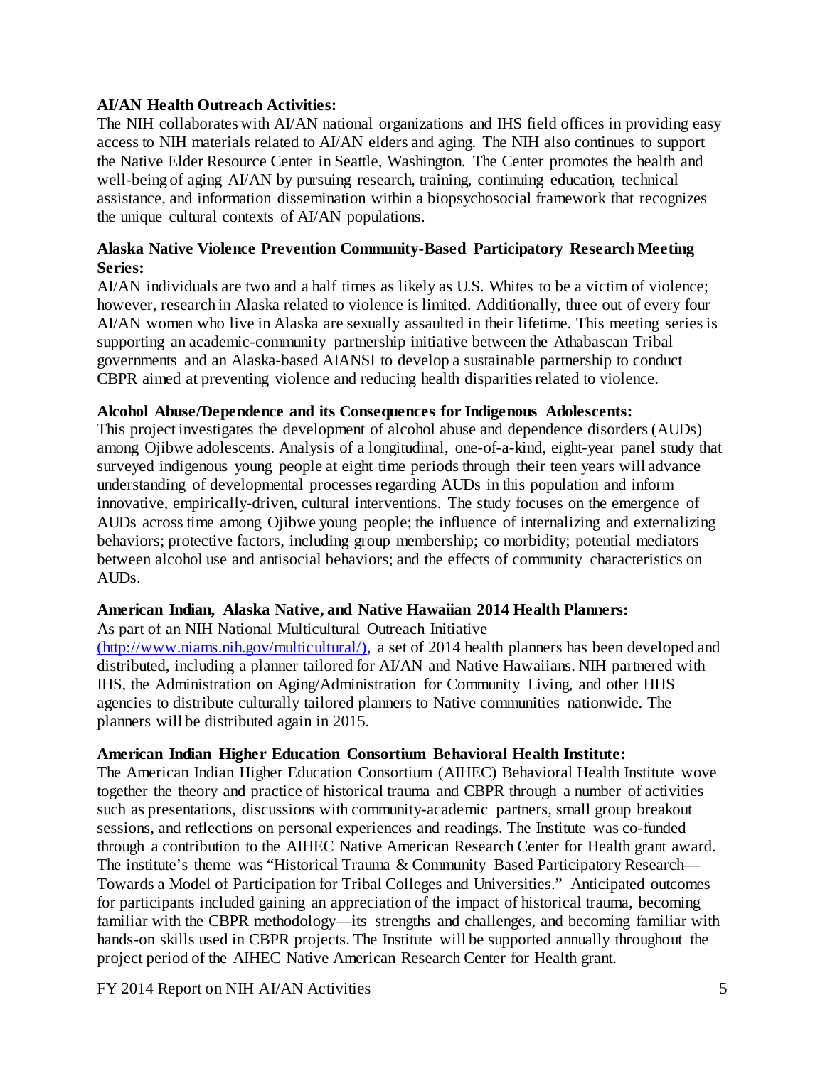**AI/AN Health Outreach Activities:**

The NIH collaborates with AI/AN national organizations and IHS field offices in providing easy access to NIH materials related to AI/AN elders and aging. The NIH also continues to support the Native Elder Resource Center in Seattle, Washington. The Center promotes the health and well-being of aging AI/AN by pursuing research, training, continuing education, technical assistance, and information dissemination within a biopsychosocial framework that recognizes the unique cultural contexts of AI/AN populations.

**Alaska Native Violence Prevention Community-Based Participatory Research Meeting Series:**

AI/AN individuals are two and a half times as likely as U.S. Whites to be a victim of violence; however, research in Alaska related to violence is limited. Additionally, three out of every four AI/AN women who live in Alaska are sexually assaulted in their lifetime. This meeting series is supporting an academic-community partnership initiative between the Athabascan Tribal governments and an Alaska-based AIANSI to develop a sustainable partnership to conduct CBPR aimed at preventing violence and reducing health disparities related to violence.

**Alcohol Abuse/Dependence and its Consequences for Indigenous Adolescents:**

This project investigates the development of alcohol abuse and dependence disorders (AUDs) among Ojibwe adolescents. Analysis of a longitudinal, one-of-a-kind, eight-year panel study that surveyed indigenous young people at eight time periods through their teen years will advance understanding of developmental processes regarding AUDs in this population and inform innovative, empirically-driven, cultural interventions. The study focuses on the emergence of AUDs across time among Ojibwe young people; the influence of internalizing and externalizing behaviors; protective factors, including group membership; co morbidity; potential mediators between alcohol use and antisocial behaviors; and the effects of community characteristics on AUDs.

**American Indian, Alaska Native, and Native Hawaiian 2014 Health Planners:**

As part of an NIH National Multicultural Outreach Initiative (http://www.niams.nih.gov/multicultural/), a set of 2014 health planners has been developed and distributed, including a planner tailored for AI/AN and Native Hawaiians. NIH partnered with IHS, the Administration on Aging/Administration for Community Living, and other HHS agencies to distribute culturally tailored planners to Native communities nationwide. The planners will be distributed again in 2015.

**American Indian Higher Education Consortium Behavioral Health Institute:**

The American Indian Higher Education Consortium (AIHEC) Behavioral Health Institute wove together the theory and practice of historical trauma and CBPR through a number of activities such as presentations, discussions with community-academic partners, small group breakout sessions, and reflections on personal experiences and readings. The Institute was co-funded through a contribution to the AIHEC Native American Research Center for Health grant award. The institute's theme was "Historical Trauma & Community Based Participatory Research—Towards a Model of Participation for Tribal Colleges and Universities." Anticipated outcomes for participants included gaining an appreciation of the impact of historical trauma, becoming familiar with the CBPR methodology—its strengths and challenges, and becoming familiar with hands-on skills used in CBPR projects. The Institute will be supported annually throughout the project period of the AIHEC Native American Research Center for Health grant.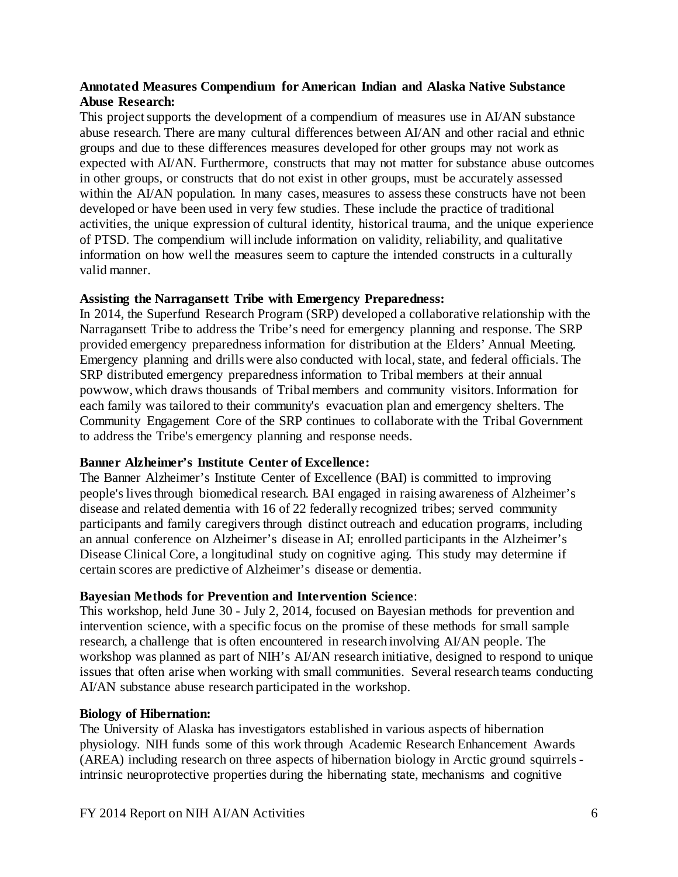**Annotated Measures Compendium for American Indian and Alaska Native Substance Abuse Research:**
This project supports the development of a compendium of measures use in AI/AN substance abuse research. There are many cultural differences between AI/AN and other racial and ethnic groups and due to these differences measures developed for other groups may not work as expected with AI/AN. Furthermore, constructs that may not matter for substance abuse outcomes in other groups, or constructs that do not exist in other groups, must be accurately assessed within the AI/AN population. In many cases, measures to assess these constructs have not been developed or have been used in very few studies. These include the practice of traditional activities, the unique expression of cultural identity, historical trauma, and the unique experience of PTSD. The compendium will include information on validity, reliability, and qualitative information on how well the measures seem to capture the intended constructs in a culturally valid manner.

**Assisting the Narragansett Tribe with Emergency Preparedness:**
In 2014, the Superfund Research Program (SRP) developed a collaborative relationship with the Narragansett Tribe to address the Tribe's need for emergency planning and response. The SRP provided emergency preparedness information for distribution at the Elders' Annual Meeting. Emergency planning and drills were also conducted with local, state, and federal officials. The SRP distributed emergency preparedness information to Tribal members at their annual powwow, which draws thousands of Tribal members and community visitors. Information for each family was tailored to their community's evacuation plan and emergency shelters. The Community Engagement Core of the SRP continues to collaborate with the Tribal Government to address the Tribe's emergency planning and response needs.

**Banner Alzheimer's Institute Center of Excellence:**
The Banner Alzheimer's Institute Center of Excellence (BAI) is committed to improving people's lives through biomedical research. BAI engaged in raising awareness of Alzheimer's disease and related dementia with 16 of 22 federally recognized tribes; served community participants and family caregivers through distinct outreach and education programs, including an annual conference on Alzheimer's disease in AI; enrolled participants in the Alzheimer's Disease Clinical Core, a longitudinal study on cognitive aging. This study may determine if certain scores are predictive of Alzheimer's disease or dementia.

**Bayesian Methods for Prevention and Intervention Science**:
This workshop, held June 30 - July 2, 2014, focused on Bayesian methods for prevention and intervention science, with a specific focus on the promise of these methods for small sample research, a challenge that is often encountered in research involving AI/AN people. The workshop was planned as part of NIH's AI/AN research initiative, designed to respond to unique issues that often arise when working with small communities. Several research teams conducting AI/AN substance abuse research participated in the workshop.

**Biology of Hibernation:**
The University of Alaska has investigators established in various aspects of hibernation physiology. NIH funds some of this work through Academic Research Enhancement Awards (AREA) including research on three aspects of hibernation biology in Arctic ground squirrels - intrinsic neuroprotective properties during the hibernating state, mechanisms and cognitive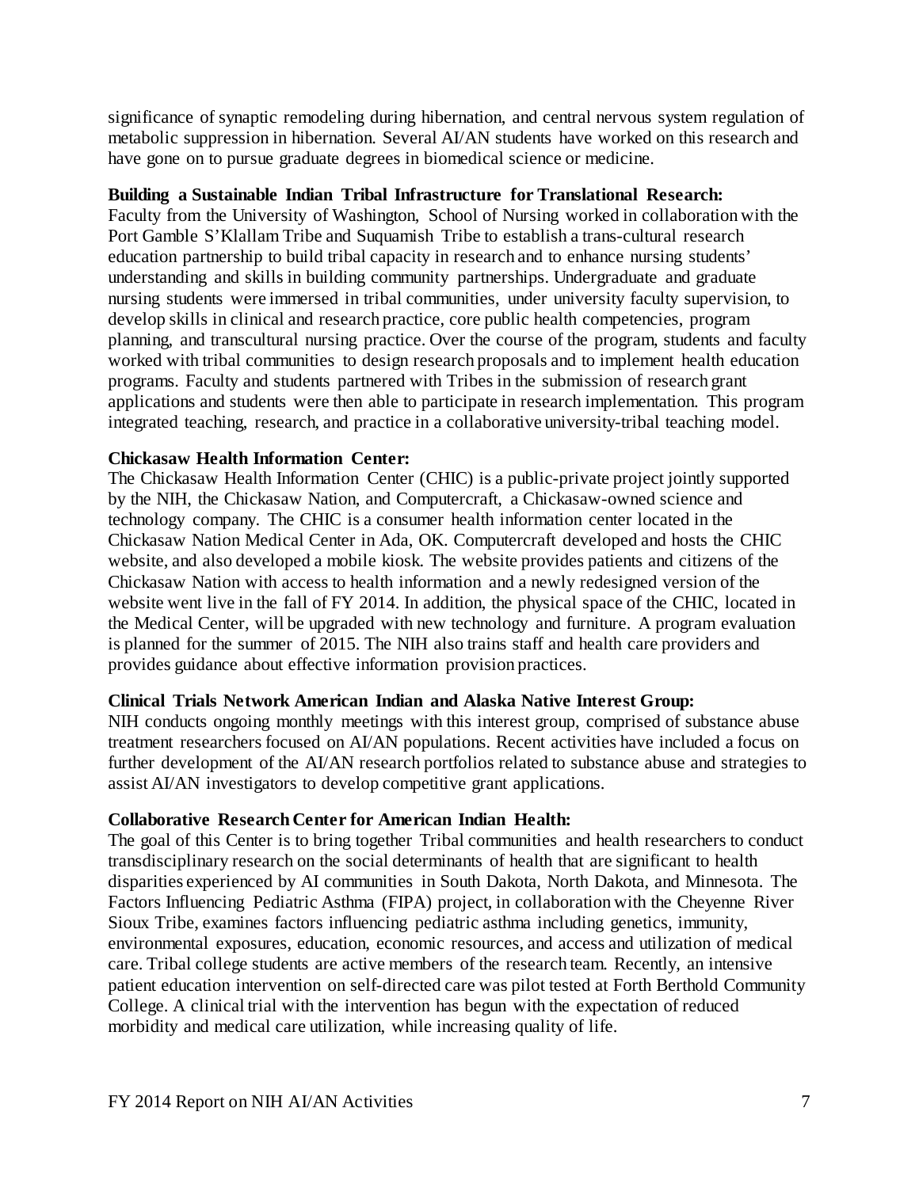significance of synaptic remodeling during hibernation, and central nervous system regulation of metabolic suppression in hibernation. Several AI/AN students have worked on this research and have gone on to pursue graduate degrees in biomedical science or medicine.

**Building a Sustainable Indian Tribal Infrastructure for Translational Research:**
Faculty from the University of Washington, School of Nursing worked in collaboration with the Port Gamble S'Klallam Tribe and Suquamish Tribe to establish a trans-cultural research education partnership to build tribal capacity in research and to enhance nursing students' understanding and skills in building community partnerships. Undergraduate and graduate nursing students were immersed in tribal communities, under university faculty supervision, to develop skills in clinical and research practice, core public health competencies, program planning, and transcultural nursing practice. Over the course of the program, students and faculty worked with tribal communities to design research proposals and to implement health education programs. Faculty and students partnered with Tribes in the submission of research grant applications and students were then able to participate in research implementation. This program integrated teaching, research, and practice in a collaborative university-tribal teaching model.

**Chickasaw Health Information Center:**
The Chickasaw Health Information Center (CHIC) is a public-private project jointly supported by the NIH, the Chickasaw Nation, and Computercraft, a Chickasaw-owned science and technology company. The CHIC is a consumer health information center located in the Chickasaw Nation Medical Center in Ada, OK. Computercraft developed and hosts the CHIC website, and also developed a mobile kiosk. The website provides patients and citizens of the Chickasaw Nation with access to health information and a newly redesigned version of the website went live in the fall of FY 2014. In addition, the physical space of the CHIC, located in the Medical Center, will be upgraded with new technology and furniture. A program evaluation is planned for the summer of 2015. The NIH also trains staff and health care providers and provides guidance about effective information provision practices.

**Clinical Trials Network American Indian and Alaska Native Interest Group:**
NIH conducts ongoing monthly meetings with this interest group, comprised of substance abuse treatment researchers focused on AI/AN populations. Recent activities have included a focus on further development of the AI/AN research portfolios related to substance abuse and strategies to assist AI/AN investigators to develop competitive grant applications.

**Collaborative Research Center for American Indian Health:**
The goal of this Center is to bring together Tribal communities and health researchers to conduct transdisciplinary research on the social determinants of health that are significant to health disparities experienced by AI communities in South Dakota, North Dakota, and Minnesota. The Factors Influencing Pediatric Asthma (FIPA) project, in collaboration with the Cheyenne River Sioux Tribe, examines factors influencing pediatric asthma including genetics, immunity, environmental exposures, education, economic resources, and access and utilization of medical care. Tribal college students are active members of the research team. Recently, an intensive patient education intervention on self-directed care was pilot tested at Forth Berthold Community College. A clinical trial with the intervention has begun with the expectation of reduced morbidity and medical care utilization, while increasing quality of life.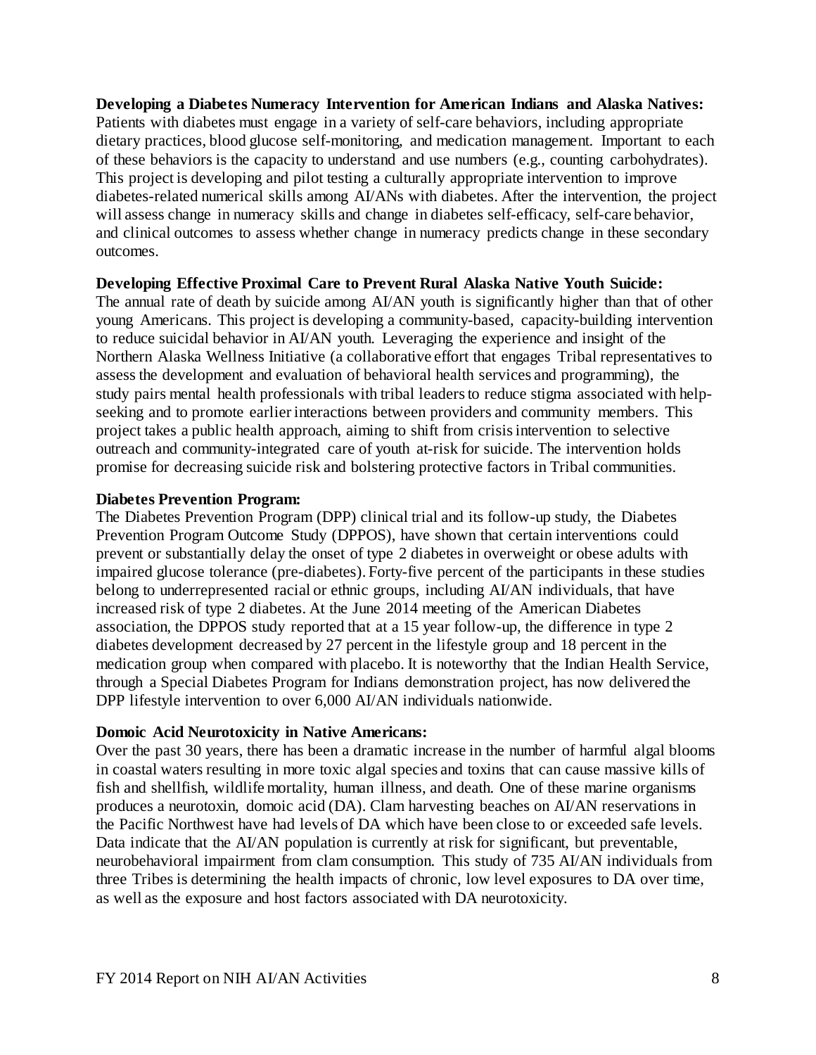**Developing a Diabetes Numeracy Intervention for American Indians and Alaska Natives:** Patients with diabetes must engage in a variety of self-care behaviors, including appropriate dietary practices, blood glucose self-monitoring, and medication management. Important to each of these behaviors is the capacity to understand and use numbers (e.g., counting carbohydrates). This project is developing and pilot testing a culturally appropriate intervention to improve diabetes-related numerical skills among AI/ANs with diabetes. After the intervention, the project will assess change in numeracy skills and change in diabetes self-efficacy, self-care behavior, and clinical outcomes to assess whether change in numeracy predicts change in these secondary outcomes.

**Developing Effective Proximal Care to Prevent Rural Alaska Native Youth Suicide:** The annual rate of death by suicide among AI/AN youth is significantly higher than that of other young Americans. This project is developing a community-based, capacity-building intervention to reduce suicidal behavior in AI/AN youth. Leveraging the experience and insight of the Northern Alaska Wellness Initiative (a collaborative effort that engages Tribal representatives to assess the development and evaluation of behavioral health services and programming), the study pairs mental health professionals with tribal leaders to reduce stigma associated with help-seeking and to promote earlier interactions between providers and community members. This project takes a public health approach, aiming to shift from crisis intervention to selective outreach and community-integrated care of youth at-risk for suicide. The intervention holds promise for decreasing suicide risk and bolstering protective factors in Tribal communities.

**Diabetes Prevention Program:** The Diabetes Prevention Program (DPP) clinical trial and its follow-up study, the Diabetes Prevention Program Outcome Study (DPPOS), have shown that certain interventions could prevent or substantially delay the onset of type 2 diabetes in overweight or obese adults with impaired glucose tolerance (pre-diabetes). Forty-five percent of the participants in these studies belong to underrepresented racial or ethnic groups, including AI/AN individuals, that have increased risk of type 2 diabetes. At the June 2014 meeting of the American Diabetes association, the DPPOS study reported that at a 15 year follow-up, the difference in type 2 diabetes development decreased by 27 percent in the lifestyle group and 18 percent in the medication group when compared with placebo. It is noteworthy that the Indian Health Service, through a Special Diabetes Program for Indians demonstration project, has now delivered the DPP lifestyle intervention to over 6,000 AI/AN individuals nationwide.

**Domoic Acid Neurotoxicity in Native Americans:** Over the past 30 years, there has been a dramatic increase in the number of harmful algal blooms in coastal waters resulting in more toxic algal species and toxins that can cause massive kills of fish and shellfish, wildlife mortality, human illness, and death. One of these marine organisms produces a neurotoxin, domoic acid (DA). Clam harvesting beaches on AI/AN reservations in the Pacific Northwest have had levels of DA which have been close to or exceeded safe levels. Data indicate that the AI/AN population is currently at risk for significant, but preventable, neurobehavioral impairment from clam consumption. This study of 735 AI/AN individuals from three Tribes is determining the health impacts of chronic, low level exposures to DA over time, as well as the exposure and host factors associated with DA neurotoxicity.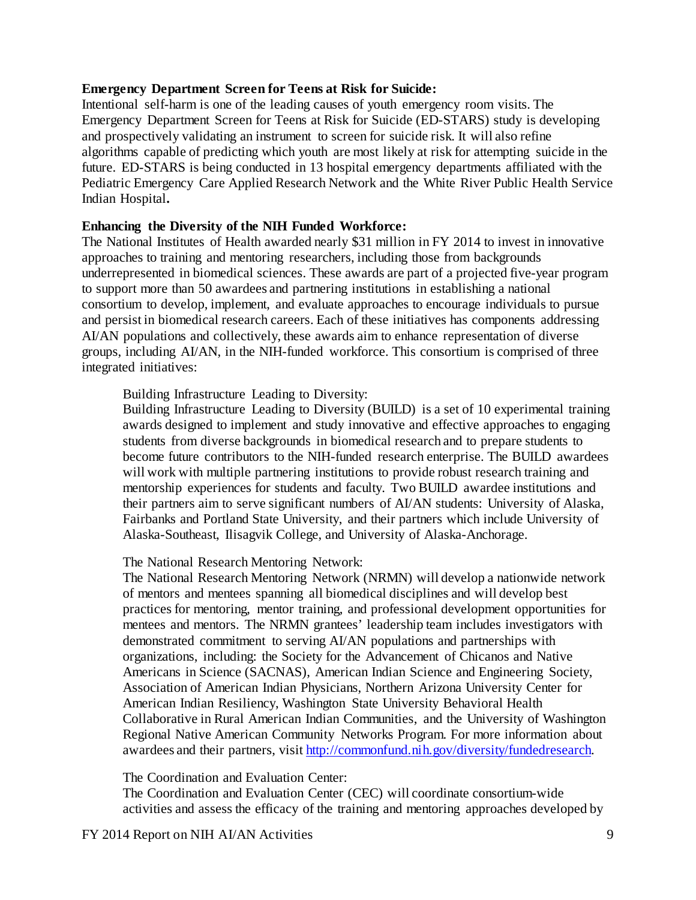**Emergency Department Screen for Teens at Risk for Suicide:**
Intentional self-harm is one of the leading causes of youth emergency room visits. The Emergency Department Screen for Teens at Risk for Suicide (ED-STARS) study is developing and prospectively validating an instrument to screen for suicide risk. It will also refine algorithms capable of predicting which youth are most likely at risk for attempting suicide in the future. ED-STARS is being conducted in 13 hospital emergency departments affiliated with the Pediatric Emergency Care Applied Research Network and the White River Public Health Service Indian Hospital**.**

**Enhancing the Diversity of the NIH Funded Workforce:**
The National Institutes of Health awarded nearly $31 million in FY 2014 to invest in innovative approaches to training and mentoring researchers, including those from backgrounds underrepresented in biomedical sciences. These awards are part of a projected five-year program to support more than 50 awardees and partnering institutions in establishing a national consortium to develop, implement, and evaluate approaches to encourage individuals to pursue and persist in biomedical research careers. Each of these initiatives has components addressing AI/AN populations and collectively, these awards aim to enhance representation of diverse groups, including AI/AN, in the NIH-funded workforce. This consortium is comprised of three integrated initiatives:

Building Infrastructure Leading to Diversity:
Building Infrastructure Leading to Diversity (BUILD) is a set of 10 experimental training awards designed to implement and study innovative and effective approaches to engaging students from diverse backgrounds in biomedical research and to prepare students to become future contributors to the NIH-funded research enterprise. The BUILD awardees will work with multiple partnering institutions to provide robust research training and mentorship experiences for students and faculty. Two BUILD awardee institutions and their partners aim to serve significant numbers of AI/AN students: University of Alaska, Fairbanks and Portland State University, and their partners which include University of Alaska-Southeast, Ilisagvik College, and University of Alaska-Anchorage.

The National Research Mentoring Network:
The National Research Mentoring Network (NRMN) will develop a nationwide network of mentors and mentees spanning all biomedical disciplines and will develop best practices for mentoring, mentor training, and professional development opportunities for mentees and mentors. The NRMN grantees' leadership team includes investigators with demonstrated commitment to serving AI/AN populations and partnerships with organizations, including: the Society for the Advancement of Chicanos and Native Americans in Science (SACNAS), American Indian Science and Engineering Society, Association of American Indian Physicians, Northern Arizona University Center for American Indian Resiliency, Washington State University Behavioral Health Collaborative in Rural American Indian Communities, and the University of Washington Regional Native American Community Networks Program. For more information about awardees and their partners, visit http://commonfund.nih.gov/diversity/fundedresearch.

The Coordination and Evaluation Center:
The Coordination and Evaluation Center (CEC) will coordinate consortium-wide activities and assess the efficacy of the training and mentoring approaches developed by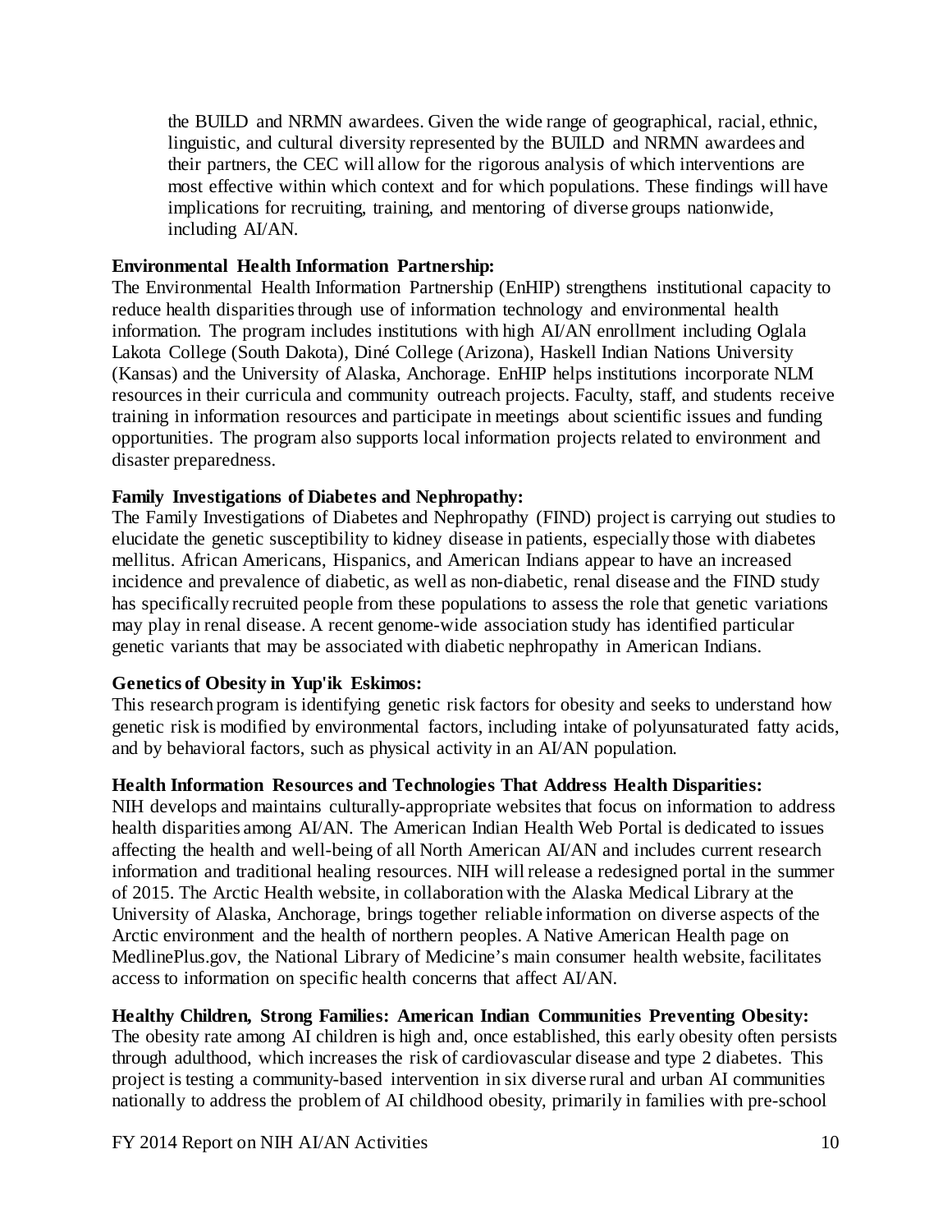the BUILD and NRMN awardees. Given the wide range of geographical, racial, ethnic, linguistic, and cultural diversity represented by the BUILD and NRMN awardees and their partners, the CEC will allow for the rigorous analysis of which interventions are most effective within which context and for which populations. These findings will have implications for recruiting, training, and mentoring of diverse groups nationwide, including AI/AN.

**Environmental Health Information Partnership:**
The Environmental Health Information Partnership (EnHIP) strengthens institutional capacity to reduce health disparities through use of information technology and environmental health information. The program includes institutions with high AI/AN enrollment including Oglala Lakota College (South Dakota), Diné College (Arizona), Haskell Indian Nations University (Kansas) and the University of Alaska, Anchorage. EnHIP helps institutions incorporate NLM resources in their curricula and community outreach projects. Faculty, staff, and students receive training in information resources and participate in meetings about scientific issues and funding opportunities. The program also supports local information projects related to environment and disaster preparedness.

**Family Investigations of Diabetes and Nephropathy:**
The Family Investigations of Diabetes and Nephropathy (FIND) project is carrying out studies to elucidate the genetic susceptibility to kidney disease in patients, especially those with diabetes mellitus. African Americans, Hispanics, and American Indians appear to have an increased incidence and prevalence of diabetic, as well as non-diabetic, renal disease and the FIND study has specifically recruited people from these populations to assess the role that genetic variations may play in renal disease. A recent genome-wide association study has identified particular genetic variants that may be associated with diabetic nephropathy in American Indians.

**Genetics of Obesity in Yup'ik Eskimos:**
This research program is identifying genetic risk factors for obesity and seeks to understand how genetic risk is modified by environmental factors, including intake of polyunsaturated fatty acids, and by behavioral factors, such as physical activity in an AI/AN population.

**Health Information Resources and Technologies That Address Health Disparities:**
NIH develops and maintains culturally-appropriate websites that focus on information to address health disparities among AI/AN. The American Indian Health Web Portal is dedicated to issues affecting the health and well-being of all North American AI/AN and includes current research information and traditional healing resources. NIH will release a redesigned portal in the summer of 2015. The Arctic Health website, in collaboration with the Alaska Medical Library at the University of Alaska, Anchorage, brings together reliable information on diverse aspects of the Arctic environment and the health of northern peoples. A Native American Health page on MedlinePlus.gov, the National Library of Medicine's main consumer health website, facilitates access to information on specific health concerns that affect AI/AN.

**Healthy Children, Strong Families: American Indian Communities Preventing Obesity:**
The obesity rate among AI children is high and, once established, this early obesity often persists through adulthood, which increases the risk of cardiovascular disease and type 2 diabetes. This project is testing a community-based intervention in six diverse rural and urban AI communities nationally to address the problem of AI childhood obesity, primarily in families with pre-school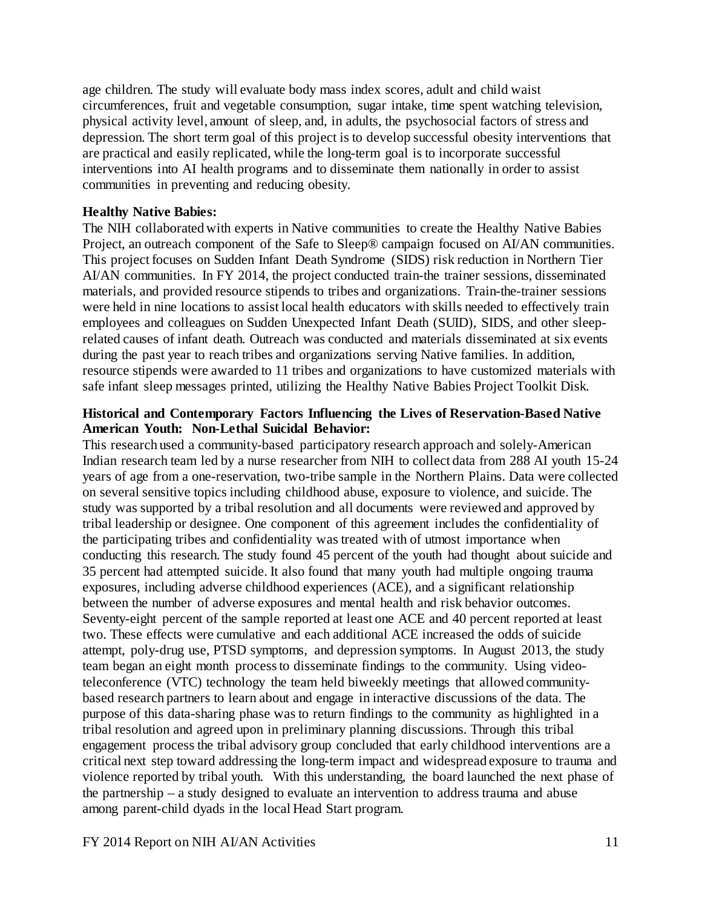age children. The study will evaluate body mass index scores, adult and child waist circumferences, fruit and vegetable consumption, sugar intake, time spent watching television, physical activity level, amount of sleep, and, in adults, the psychosocial factors of stress and depression. The short term goal of this project is to develop successful obesity interventions that are practical and easily replicated, while the long-term goal is to incorporate successful interventions into AI health programs and to disseminate them nationally in order to assist communities in preventing and reducing obesity.

**Healthy Native Babies:**

The NIH collaborated with experts in Native communities to create the Healthy Native Babies Project, an outreach component of the Safe to Sleep® campaign focused on AI/AN communities. This project focuses on Sudden Infant Death Syndrome (SIDS) risk reduction in Northern Tier AI/AN communities. In FY 2014, the project conducted train-the trainer sessions, disseminated materials, and provided resource stipends to tribes and organizations. Train-the-trainer sessions were held in nine locations to assist local health educators with skills needed to effectively train employees and colleagues on Sudden Unexpected Infant Death (SUID), SIDS, and other sleep-related causes of infant death. Outreach was conducted and materials disseminated at six events during the past year to reach tribes and organizations serving Native families. In addition, resource stipends were awarded to 11 tribes and organizations to have customized materials with safe infant sleep messages printed, utilizing the Healthy Native Babies Project Toolkit Disk.

**Historical and Contemporary Factors Influencing the Lives of Reservation-Based Native American Youth: Non-Lethal Suicidal Behavior:**

This research used a community-based participatory research approach and solely-American Indian research team led by a nurse researcher from NIH to collect data from 288 AI youth 15-24 years of age from a one-reservation, two-tribe sample in the Northern Plains. Data were collected on several sensitive topics including childhood abuse, exposure to violence, and suicide. The study was supported by a tribal resolution and all documents were reviewed and approved by tribal leadership or designee. One component of this agreement includes the confidentiality of the participating tribes and confidentiality was treated with of utmost importance when conducting this research. The study found 45 percent of the youth had thought about suicide and 35 percent had attempted suicide. It also found that many youth had multiple ongoing trauma exposures, including adverse childhood experiences (ACE), and a significant relationship between the number of adverse exposures and mental health and risk behavior outcomes. Seventy-eight percent of the sample reported at least one ACE and 40 percent reported at least two. These effects were cumulative and each additional ACE increased the odds of suicide attempt, poly-drug use, PTSD symptoms, and depression symptoms. In August 2013, the study team began an eight month process to disseminate findings to the community. Using video-teleconference (VTC) technology the team held biweekly meetings that allowed community-based research partners to learn about and engage in interactive discussions of the data. The purpose of this data-sharing phase was to return findings to the community as highlighted in a tribal resolution and agreed upon in preliminary planning discussions. Through this tribal engagement process the tribal advisory group concluded that early childhood interventions are a critical next step toward addressing the long-term impact and widespread exposure to trauma and violence reported by tribal youth. With this understanding, the board launched the next phase of the partnership – a study designed to evaluate an intervention to address trauma and abuse among parent-child dyads in the local Head Start program.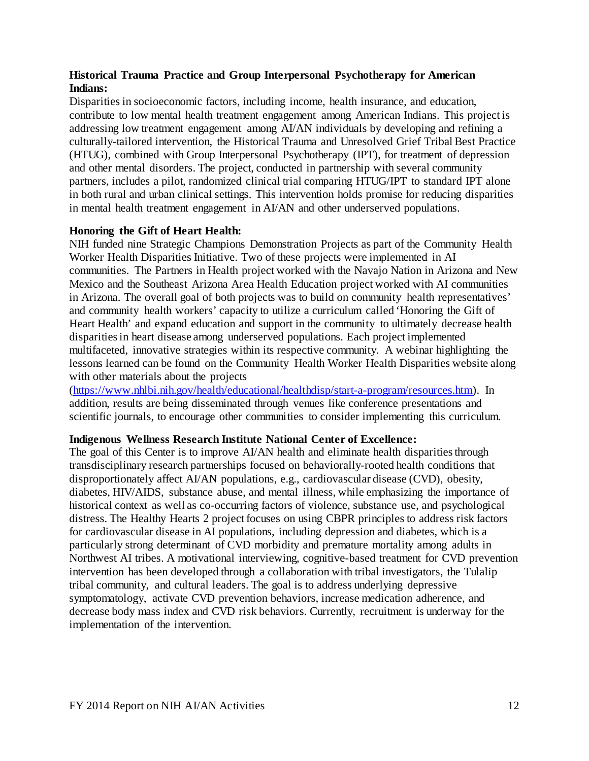**Historical Trauma Practice and Group Interpersonal Psychotherapy for American Indians:**

Disparities in socioeconomic factors, including income, health insurance, and education, contribute to low mental health treatment engagement among American Indians. This project is addressing low treatment engagement among AI/AN individuals by developing and refining a culturally-tailored intervention, the Historical Trauma and Unresolved Grief Tribal Best Practice (HTUG), combined with Group Interpersonal Psychotherapy (IPT), for treatment of depression and other mental disorders. The project, conducted in partnership with several community partners, includes a pilot, randomized clinical trial comparing HTUG/IPT to standard IPT alone in both rural and urban clinical settings. This intervention holds promise for reducing disparities in mental health treatment engagement in AI/AN and other underserved populations.

**Honoring the Gift of Heart Health:**

NIH funded nine Strategic Champions Demonstration Projects as part of the Community Health Worker Health Disparities Initiative. Two of these projects were implemented in AI communities. The Partners in Health project worked with the Navajo Nation in Arizona and New Mexico and the Southeast Arizona Area Health Education project worked with AI communities in Arizona. The overall goal of both projects was to build on community health representatives' and community health workers' capacity to utilize a curriculum called 'Honoring the Gift of Heart Health' and expand education and support in the community to ultimately decrease health disparities in heart disease among underserved populations. Each project implemented multifaceted, innovative strategies within its respective community. A webinar highlighting the lessons learned can be found on the Community Health Worker Health Disparities website along with other materials about the projects (https://www.nhlbi.nih.gov/health/educational/healthdisp/start-a-program/resources.htm). In addition, results are being disseminated through venues like conference presentations and scientific journals, to encourage other communities to consider implementing this curriculum.

**Indigenous Wellness Research Institute National Center of Excellence:**

The goal of this Center is to improve AI/AN health and eliminate health disparities through transdisciplinary research partnerships focused on behaviorally-rooted health conditions that disproportionately affect AI/AN populations, e.g., cardiovascular disease (CVD), obesity, diabetes, HIV/AIDS, substance abuse, and mental illness, while emphasizing the importance of historical context as well as co-occurring factors of violence, substance use, and psychological distress. The Healthy Hearts 2 project focuses on using CBPR principles to address risk factors for cardiovascular disease in AI populations, including depression and diabetes, which is a particularly strong determinant of CVD morbidity and premature mortality among adults in Northwest AI tribes. A motivational interviewing, cognitive-based treatment for CVD prevention intervention has been developed through a collaboration with tribal investigators, the Tulalip tribal community, and cultural leaders. The goal is to address underlying depressive symptomatology, activate CVD prevention behaviors, increase medication adherence, and decrease body mass index and CVD risk behaviors. Currently, recruitment is underway for the implementation of the intervention.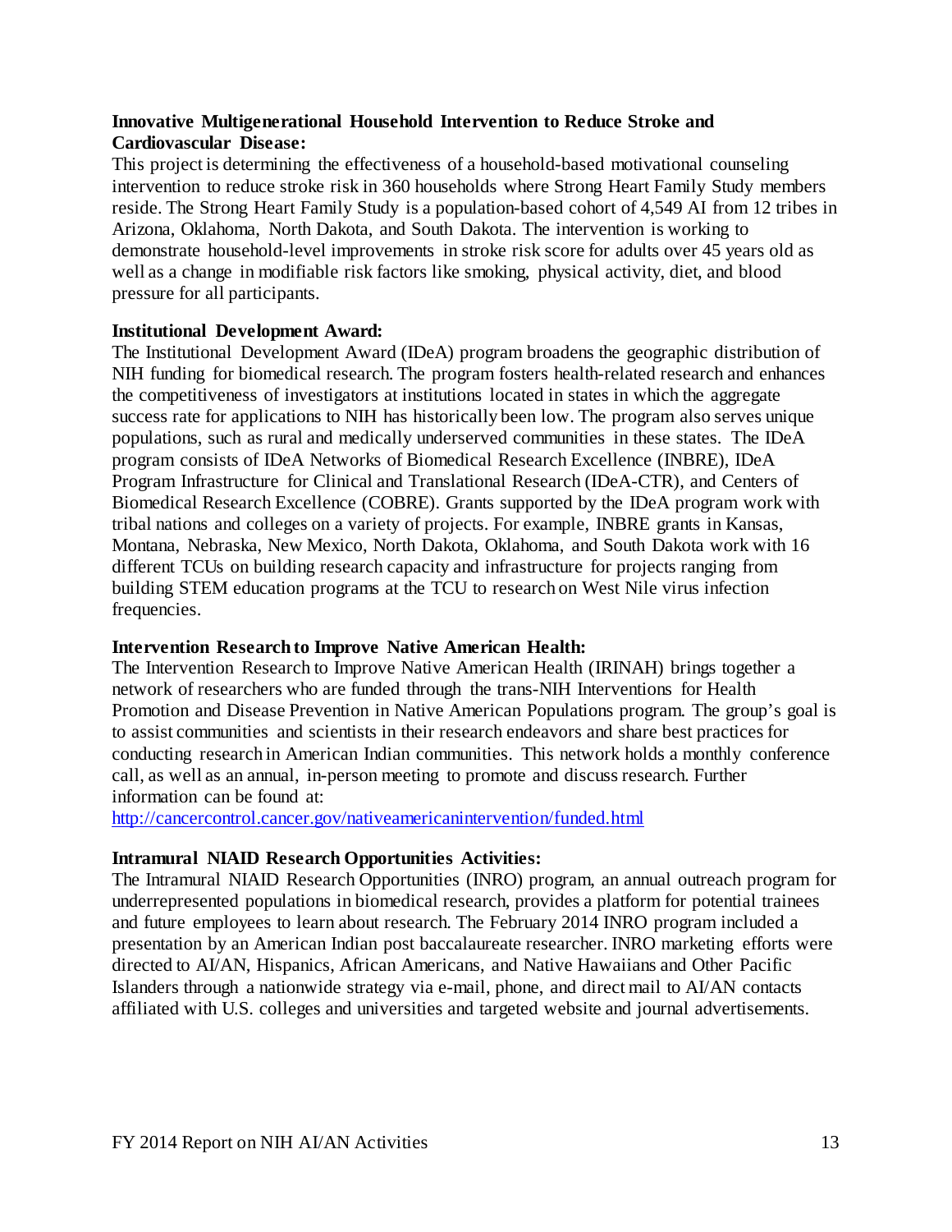**Innovative Multigenerational Household Intervention to Reduce Stroke and Cardiovascular Disease:**
This project is determining the effectiveness of a household-based motivational counseling intervention to reduce stroke risk in 360 households where Strong Heart Family Study members reside. The Strong Heart Family Study is a population-based cohort of 4,549 AI from 12 tribes in Arizona, Oklahoma, North Dakota, and South Dakota. The intervention is working to demonstrate household-level improvements in stroke risk score for adults over 45 years old as well as a change in modifiable risk factors like smoking, physical activity, diet, and blood pressure for all participants.

**Institutional Development Award:**
The Institutional Development Award (IDeA) program broadens the geographic distribution of NIH funding for biomedical research. The program fosters health-related research and enhances the competitiveness of investigators at institutions located in states in which the aggregate success rate for applications to NIH has historically been low. The program also serves unique populations, such as rural and medically underserved communities in these states. The IDeA program consists of IDeA Networks of Biomedical Research Excellence (INBRE), IDeA Program Infrastructure for Clinical and Translational Research (IDeA-CTR), and Centers of Biomedical Research Excellence (COBRE). Grants supported by the IDeA program work with tribal nations and colleges on a variety of projects. For example, INBRE grants in Kansas, Montana, Nebraska, New Mexico, North Dakota, Oklahoma, and South Dakota work with 16 different TCUs on building research capacity and infrastructure for projects ranging from building STEM education programs at the TCU to research on West Nile virus infection frequencies.

**Intervention Research to Improve Native American Health:**
The Intervention Research to Improve Native American Health (IRINAH) brings together a network of researchers who are funded through the trans-NIH Interventions for Health Promotion and Disease Prevention in Native American Populations program. The group's goal is to assist communities and scientists in their research endeavors and share best practices for conducting research in American Indian communities. This network holds a monthly conference call, as well as an annual, in-person meeting to promote and discuss research. Further information can be found at:
http://cancercontrol.cancer.gov/nativeamericanintervention/funded.html

**Intramural NIAID Research Opportunities Activities:**
The Intramural NIAID Research Opportunities (INRO) program, an annual outreach program for underrepresented populations in biomedical research, provides a platform for potential trainees and future employees to learn about research. The February 2014 INRO program included a presentation by an American Indian post baccalaureate researcher. INRO marketing efforts were directed to AI/AN, Hispanics, African Americans, and Native Hawaiians and Other Pacific Islanders through a nationwide strategy via e-mail, phone, and direct mail to AI/AN contacts affiliated with U.S. colleges and universities and targeted website and journal advertisements.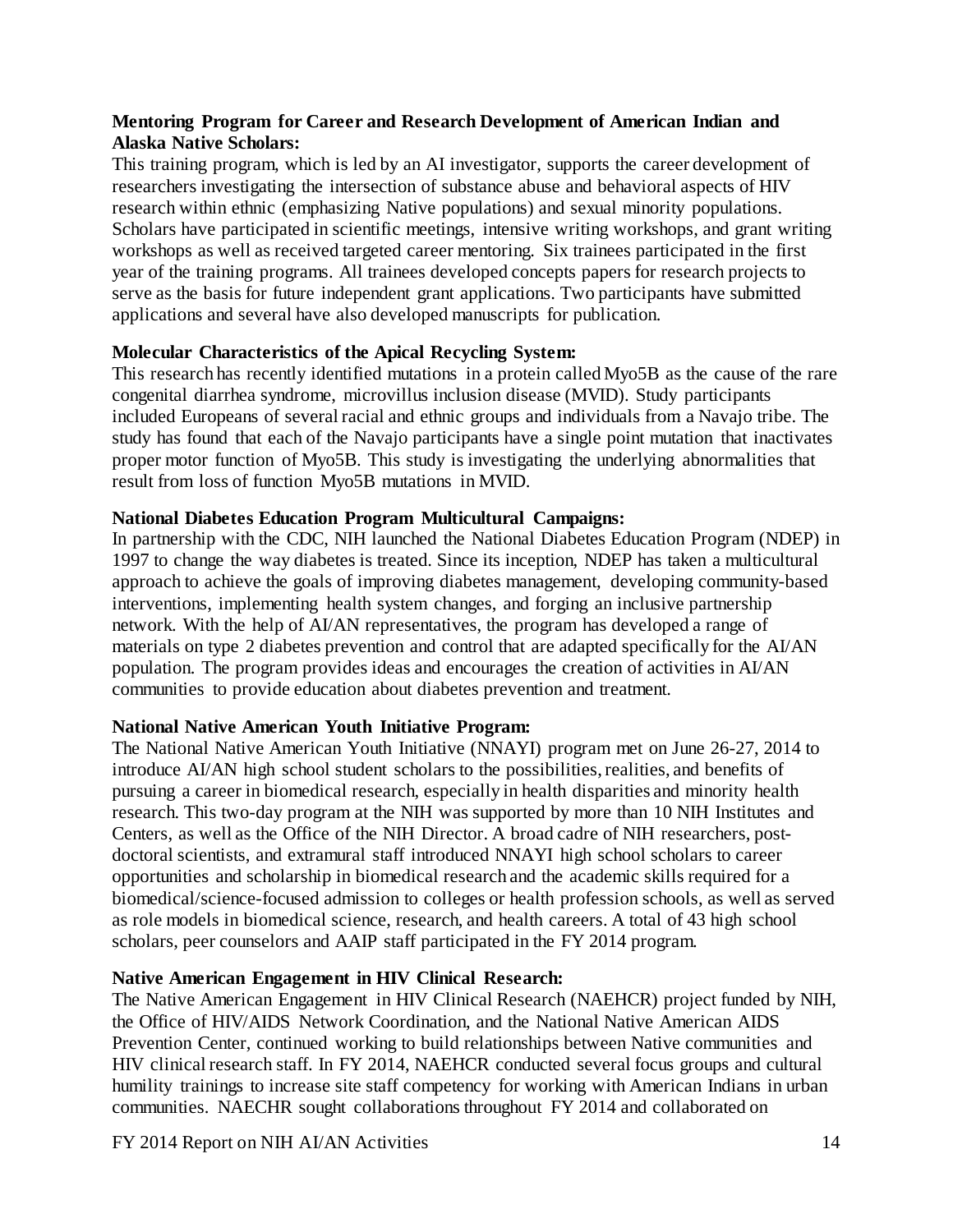**Mentoring Program for Career and Research Development of American Indian and Alaska Native Scholars:**

This training program, which is led by an AI investigator, supports the career development of researchers investigating the intersection of substance abuse and behavioral aspects of HIV research within ethnic (emphasizing Native populations) and sexual minority populations. Scholars have participated in scientific meetings, intensive writing workshops, and grant writing workshops as well as received targeted career mentoring. Six trainees participated in the first year of the training programs. All trainees developed concepts papers for research projects to serve as the basis for future independent grant applications. Two participants have submitted applications and several have also developed manuscripts for publication.

**Molecular Characteristics of the Apical Recycling System:**

This research has recently identified mutations in a protein called Myo5B as the cause of the rare congenital diarrhea syndrome, microvillus inclusion disease (MVID). Study participants included Europeans of several racial and ethnic groups and individuals from a Navajo tribe. The study has found that each of the Navajo participants have a single point mutation that inactivates proper motor function of Myo5B. This study is investigating the underlying abnormalities that result from loss of function Myo5B mutations in MVID.

**National Diabetes Education Program Multicultural Campaigns:**

In partnership with the CDC, NIH launched the National Diabetes Education Program (NDEP) in 1997 to change the way diabetes is treated. Since its inception, NDEP has taken a multicultural approach to achieve the goals of improving diabetes management, developing community-based interventions, implementing health system changes, and forging an inclusive partnership network. With the help of AI/AN representatives, the program has developed a range of materials on type 2 diabetes prevention and control that are adapted specifically for the AI/AN population. The program provides ideas and encourages the creation of activities in AI/AN communities to provide education about diabetes prevention and treatment.

**National Native American Youth Initiative Program:**

The National Native American Youth Initiative (NNAYI) program met on June 26-27, 2014 to introduce AI/AN high school student scholars to the possibilities, realities, and benefits of pursuing a career in biomedical research, especially in health disparities and minority health research. This two-day program at the NIH was supported by more than 10 NIH Institutes and Centers, as well as the Office of the NIH Director. A broad cadre of NIH researchers, post-doctoral scientists, and extramural staff introduced NNAYI high school scholars to career opportunities and scholarship in biomedical research and the academic skills required for a biomedical/science-focused admission to colleges or health profession schools, as well as served as role models in biomedical science, research, and health careers. A total of 43 high school scholars, peer counselors and AAIP staff participated in the FY 2014 program.

**Native American Engagement in HIV Clinical Research:**

The Native American Engagement in HIV Clinical Research (NAEHCR) project funded by NIH, the Office of HIV/AIDS Network Coordination, and the National Native American AIDS Prevention Center, continued working to build relationships between Native communities and HIV clinical research staff. In FY 2014, NAEHCR conducted several focus groups and cultural humility trainings to increase site staff competency for working with American Indians in urban communities. NAECHR sought collaborations throughout FY 2014 and collaborated on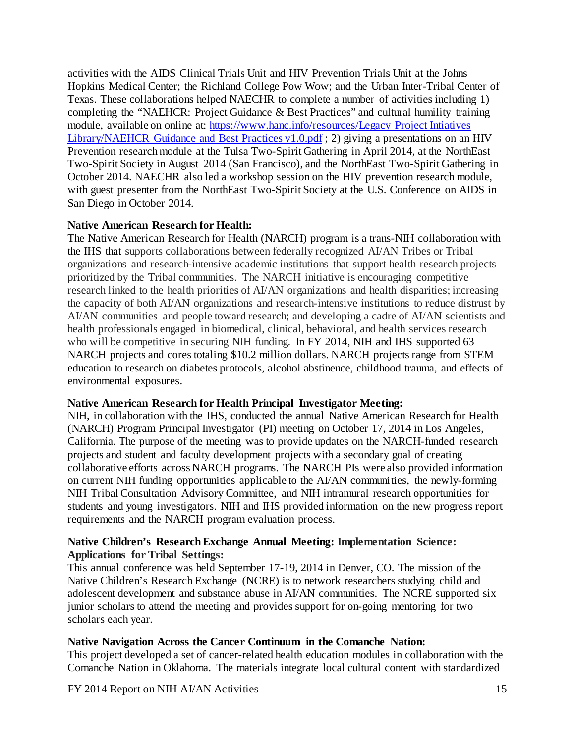activities with the AIDS Clinical Trials Unit and HIV Prevention Trials Unit at the Johns Hopkins Medical Center; the Richland College Pow Wow; and the Urban Inter-Tribal Center of Texas. These collaborations helped NAECHR to complete a number of activities including 1) completing the "NAEHCR: Project Guidance & Best Practices" and cultural humility training module, available on online at: [https://www.hanc.info/resources/Legacy Project Intiatives Library/NAEHCR Guidance and Best Practices v1.0.pdf](https://www.hanc.info/resources/Legacy%20Project%20Intiatives%20Library/NAEHCR%20Guidance%20and%20Best%20Practices%20v1.0.pdf) ; 2) giving a presentations on an HIV Prevention research module at the Tulsa Two-Spirit Gathering in April 2014, at the NorthEast Two-Spirit Society in August 2014 (San Francisco), and the NorthEast Two-Spirit Gathering in October 2014. NAECHR also led a workshop session on the HIV prevention research module, with guest presenter from the NorthEast Two-Spirit Society at the U.S. Conference on AIDS in San Diego in October 2014.

**Native American Research for Health:**
The Native American Research for Health (NARCH) program is a trans-NIH collaboration with the IHS that supports collaborations between federally recognized AI/AN Tribes or Tribal organizations and research-intensive academic institutions that support health research projects prioritized by the Tribal communities. The NARCH initiative is encouraging competitive research linked to the health priorities of AI/AN organizations and health disparities; increasing the capacity of both AI/AN organizations and research-intensive institutions to reduce distrust by AI/AN communities and people toward research; and developing a cadre of AI/AN scientists and health professionals engaged in biomedical, clinical, behavioral, and health services research who will be competitive in securing NIH funding. In FY 2014, NIH and IHS supported 63 NARCH projects and cores totaling $10.2 million dollars. NARCH projects range from STEM education to research on diabetes protocols, alcohol abstinence, childhood trauma, and effects of environmental exposures.

**Native American Research for Health Principal Investigator Meeting:**
NIH, in collaboration with the IHS, conducted the annual Native American Research for Health (NARCH) Program Principal Investigator (PI) meeting on October 17, 2014 in Los Angeles, California. The purpose of the meeting was to provide updates on the NARCH-funded research projects and student and faculty development projects with a secondary goal of creating collaborative efforts across NARCH programs. The NARCH PIs were also provided information on current NIH funding opportunities applicable to the AI/AN communities, the newly-forming NIH Tribal Consultation Advisory Committee, and NIH intramural research opportunities for students and young investigators. NIH and IHS provided information on the new progress report requirements and the NARCH program evaluation process.

**Native Children's Research Exchange Annual Meeting: Implementation Science: Applications for Tribal Settings:**
This annual conference was held September 17-19, 2014 in Denver, CO. The mission of the Native Children's Research Exchange (NCRE) is to network researchers studying child and adolescent development and substance abuse in AI/AN communities. The NCRE supported six junior scholars to attend the meeting and provides support for on-going mentoring for two scholars each year.

**Native Navigation Across the Cancer Continuum in the Comanche Nation:**
This project developed a set of cancer-related health education modules in collaboration with the Comanche Nation in Oklahoma. The materials integrate local cultural content with standardized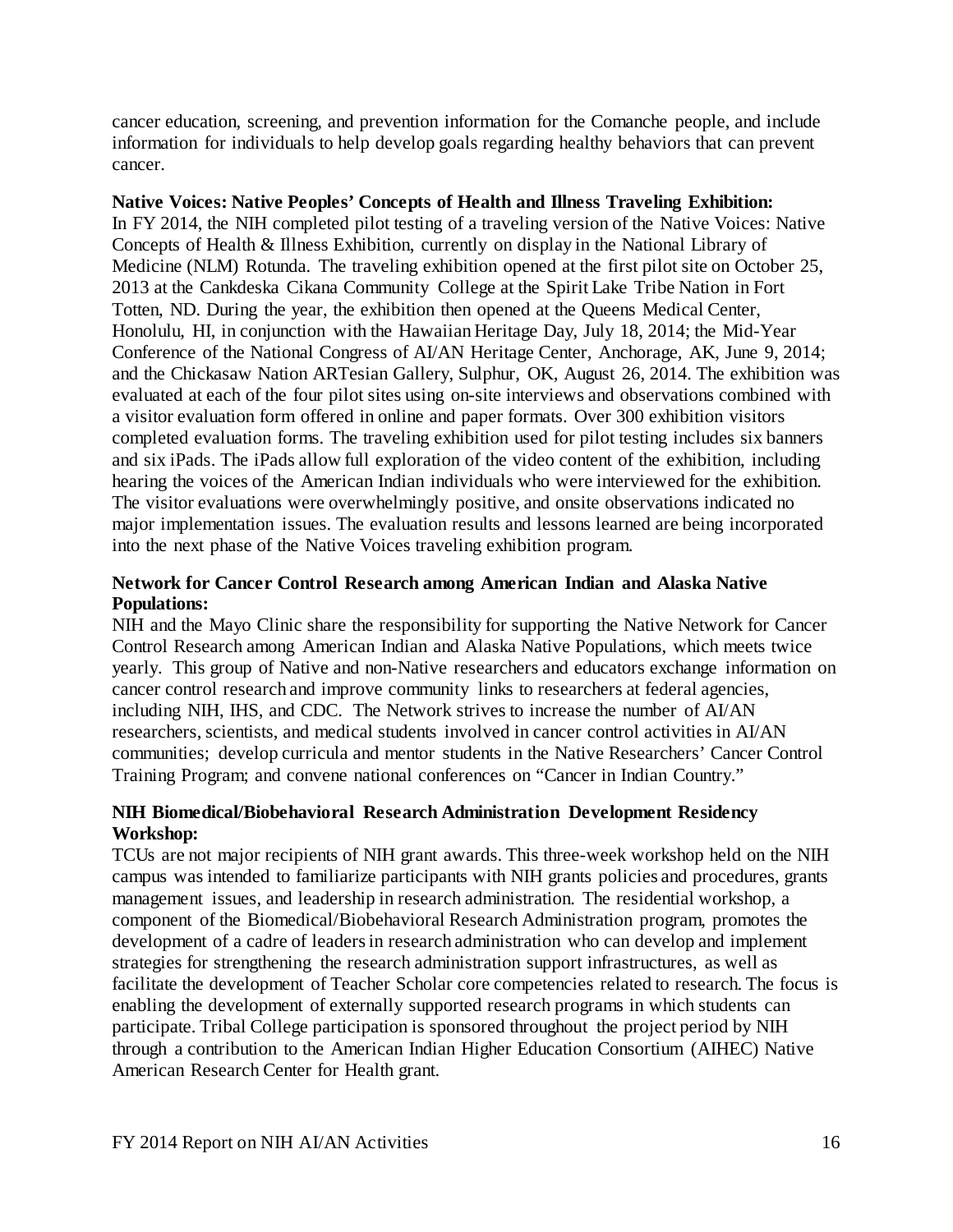cancer education, screening, and prevention information for the Comanche people, and include information for individuals to help develop goals regarding healthy behaviors that can prevent cancer.

**Native Voices: Native Peoples' Concepts of Health and Illness Traveling Exhibition:**
In FY 2014, the NIH completed pilot testing of a traveling version of the Native Voices: Native Concepts of Health & Illness Exhibition, currently on display in the National Library of Medicine (NLM) Rotunda. The traveling exhibition opened at the first pilot site on October 25, 2013 at the Cankdeska Cikana Community College at the Spirit Lake Tribe Nation in Fort Totten, ND. During the year, the exhibition then opened at the Queens Medical Center, Honolulu, HI, in conjunction with the Hawaiian Heritage Day, July 18, 2014; the Mid-Year Conference of the National Congress of AI/AN Heritage Center, Anchorage, AK, June 9, 2014; and the Chickasaw Nation ARTesian Gallery, Sulphur, OK, August 26, 2014. The exhibition was evaluated at each of the four pilot sites using on-site interviews and observations combined with a visitor evaluation form offered in online and paper formats. Over 300 exhibition visitors completed evaluation forms. The traveling exhibition used for pilot testing includes six banners and six iPads. The iPads allow full exploration of the video content of the exhibition, including hearing the voices of the American Indian individuals who were interviewed for the exhibition. The visitor evaluations were overwhelmingly positive, and onsite observations indicated no major implementation issues. The evaluation results and lessons learned are being incorporated into the next phase of the Native Voices traveling exhibition program.

**Network for Cancer Control Research among American Indian and Alaska Native Populations:**
NIH and the Mayo Clinic share the responsibility for supporting the Native Network for Cancer Control Research among American Indian and Alaska Native Populations, which meets twice yearly. This group of Native and non-Native researchers and educators exchange information on cancer control research and improve community links to researchers at federal agencies, including NIH, IHS, and CDC. The Network strives to increase the number of AI/AN researchers, scientists, and medical students involved in cancer control activities in AI/AN communities; develop curricula and mentor students in the Native Researchers' Cancer Control Training Program; and convene national conferences on "Cancer in Indian Country."

**NIH Biomedical/Biobehavioral Research Administration Development Residency Workshop:**
TCUs are not major recipients of NIH grant awards. This three-week workshop held on the NIH campus was intended to familiarize participants with NIH grants policies and procedures, grants management issues, and leadership in research administration. The residential workshop, a component of the Biomedical/Biobehavioral Research Administration program, promotes the development of a cadre of leaders in research administration who can develop and implement strategies for strengthening the research administration support infrastructures, as well as facilitate the development of Teacher Scholar core competencies related to research. The focus is enabling the development of externally supported research programs in which students can participate. Tribal College participation is sponsored throughout the project period by NIH through a contribution to the American Indian Higher Education Consortium (AIHEC) Native American Research Center for Health grant.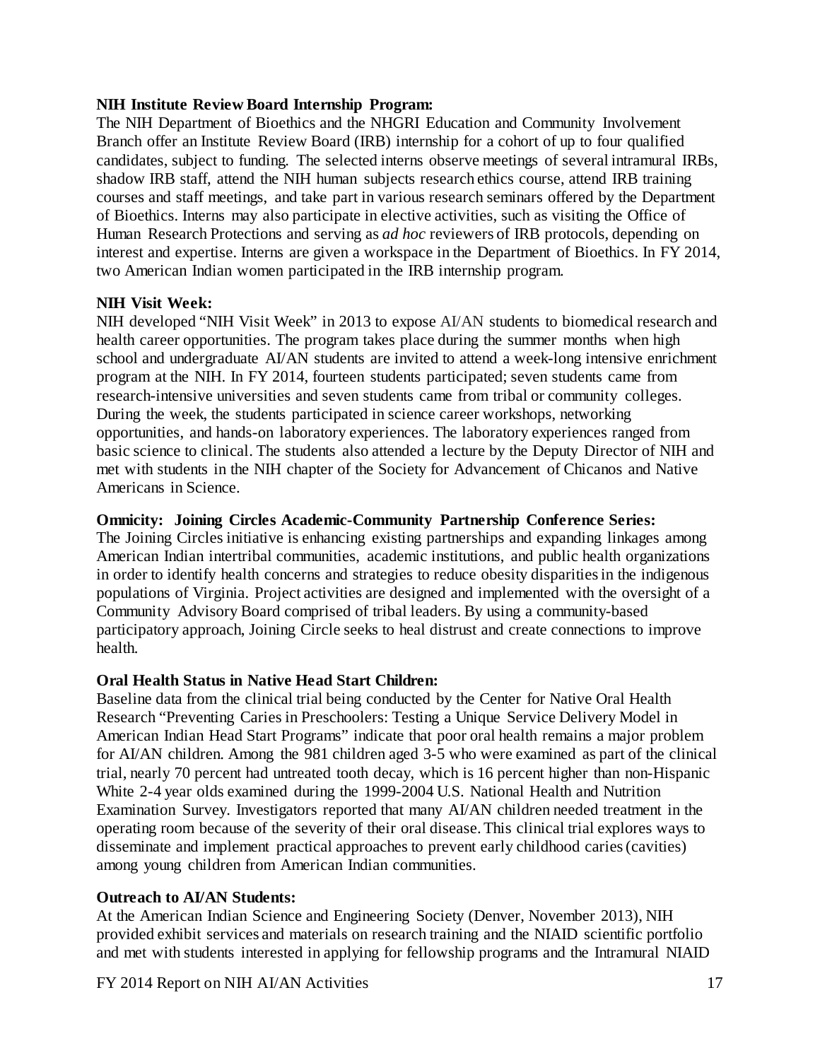**NIH Institute Review Board Internship Program:**

The NIH Department of Bioethics and the NHGRI Education and Community Involvement Branch offer an Institute Review Board (IRB) internship for a cohort of up to four qualified candidates, subject to funding. The selected interns observe meetings of several intramural IRBs, shadow IRB staff, attend the NIH human subjects research ethics course, attend IRB training courses and staff meetings, and take part in various research seminars offered by the Department of Bioethics. Interns may also participate in elective activities, such as visiting the Office of Human Research Protections and serving as *ad hoc* reviewers of IRB protocols, depending on interest and expertise. Interns are given a workspace in the Department of Bioethics. In FY 2014, two American Indian women participated in the IRB internship program.

**NIH Visit Week:**

NIH developed "NIH Visit Week" in 2013 to expose AI/AN students to biomedical research and health career opportunities. The program takes place during the summer months when high school and undergraduate AI/AN students are invited to attend a week-long intensive enrichment program at the NIH. In FY 2014, fourteen students participated; seven students came from research-intensive universities and seven students came from tribal or community colleges. During the week, the students participated in science career workshops, networking opportunities, and hands-on laboratory experiences. The laboratory experiences ranged from basic science to clinical. The students also attended a lecture by the Deputy Director of NIH and met with students in the NIH chapter of the Society for Advancement of Chicanos and Native Americans in Science.

**Omnicity: Joining Circles Academic-Community Partnership Conference Series:**

The Joining Circles initiative is enhancing existing partnerships and expanding linkages among American Indian intertribal communities, academic institutions, and public health organizations in order to identify health concerns and strategies to reduce obesity disparities in the indigenous populations of Virginia. Project activities are designed and implemented with the oversight of a Community Advisory Board comprised of tribal leaders. By using a community-based participatory approach, Joining Circle seeks to heal distrust and create connections to improve health.

**Oral Health Status in Native Head Start Children:**

Baseline data from the clinical trial being conducted by the Center for Native Oral Health Research "Preventing Caries in Preschoolers: Testing a Unique Service Delivery Model in American Indian Head Start Programs" indicate that poor oral health remains a major problem for AI/AN children. Among the 981 children aged 3-5 who were examined as part of the clinical trial, nearly 70 percent had untreated tooth decay, which is 16 percent higher than non-Hispanic White 2-4 year olds examined during the 1999-2004 U.S. National Health and Nutrition Examination Survey. Investigators reported that many AI/AN children needed treatment in the operating room because of the severity of their oral disease. This clinical trial explores ways to disseminate and implement practical approaches to prevent early childhood caries (cavities) among young children from American Indian communities.

**Outreach to AI/AN Students:**

At the American Indian Science and Engineering Society (Denver, November 2013), NIH provided exhibit services and materials on research training and the NIAID scientific portfolio and met with students interested in applying for fellowship programs and the Intramural NIAID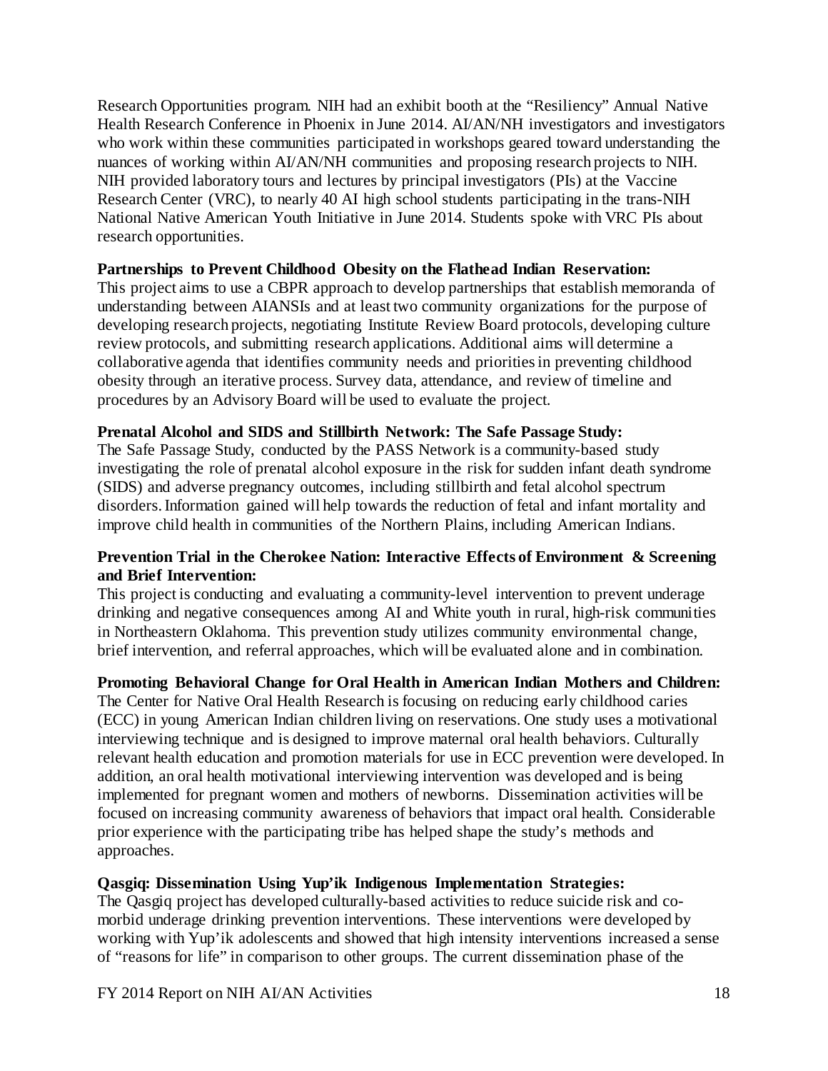Research Opportunities program. NIH had an exhibit booth at the "Resiliency" Annual Native Health Research Conference in Phoenix in June 2014. AI/AN/NH investigators and investigators who work within these communities participated in workshops geared toward understanding the nuances of working within AI/AN/NH communities and proposing research projects to NIH. NIH provided laboratory tours and lectures by principal investigators (PIs) at the Vaccine Research Center (VRC), to nearly 40 AI high school students participating in the trans-NIH National Native American Youth Initiative in June 2014. Students spoke with VRC PIs about research opportunities.

**Partnerships to Prevent Childhood Obesity on the Flathead Indian Reservation:**
This project aims to use a CBPR approach to develop partnerships that establish memoranda of understanding between AIANSIs and at least two community organizations for the purpose of developing research projects, negotiating Institute Review Board protocols, developing culture review protocols, and submitting research applications. Additional aims will determine a collaborative agenda that identifies community needs and priorities in preventing childhood obesity through an iterative process. Survey data, attendance, and review of timeline and procedures by an Advisory Board will be used to evaluate the project.

**Prenatal Alcohol and SIDS and Stillbirth Network: The Safe Passage Study:**
The Safe Passage Study, conducted by the PASS Network is a community-based study investigating the role of prenatal alcohol exposure in the risk for sudden infant death syndrome (SIDS) and adverse pregnancy outcomes, including stillbirth and fetal alcohol spectrum disorders. Information gained will help towards the reduction of fetal and infant mortality and improve child health in communities of the Northern Plains, including American Indians.

**Prevention Trial in the Cherokee Nation: Interactive Effects of Environment & Screening and Brief Intervention:**
This project is conducting and evaluating a community-level intervention to prevent underage drinking and negative consequences among AI and White youth in rural, high-risk communities in Northeastern Oklahoma. This prevention study utilizes community environmental change, brief intervention, and referral approaches, which will be evaluated alone and in combination.

**Promoting Behavioral Change for Oral Health in American Indian Mothers and Children:**
The Center for Native Oral Health Research is focusing on reducing early childhood caries (ECC) in young American Indian children living on reservations. One study uses a motivational interviewing technique and is designed to improve maternal oral health behaviors. Culturally relevant health education and promotion materials for use in ECC prevention were developed. In addition, an oral health motivational interviewing intervention was developed and is being implemented for pregnant women and mothers of newborns. Dissemination activities will be focused on increasing community awareness of behaviors that impact oral health. Considerable prior experience with the participating tribe has helped shape the study's methods and approaches.

**Qasgiq: Dissemination Using Yup'ik Indigenous Implementation Strategies:**
The Qasgiq project has developed culturally-based activities to reduce suicide risk and co-morbid underage drinking prevention interventions. These interventions were developed by working with Yup'ik adolescents and showed that high intensity interventions increased a sense of "reasons for life" in comparison to other groups. The current dissemination phase of the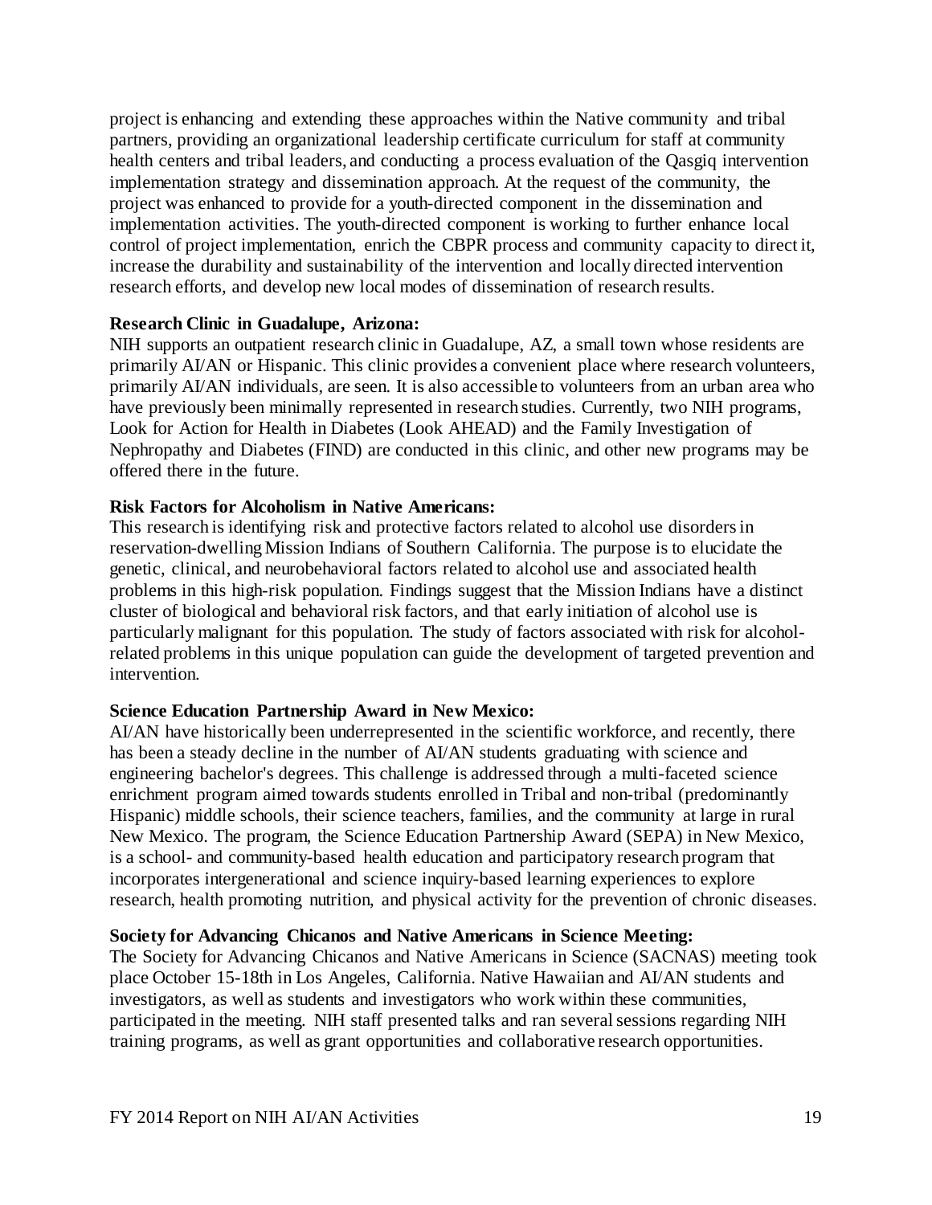project is enhancing and extending these approaches within the Native community and tribal partners, providing an organizational leadership certificate curriculum for staff at community health centers and tribal leaders, and conducting a process evaluation of the Qasgiq intervention implementation strategy and dissemination approach. At the request of the community, the project was enhanced to provide for a youth-directed component in the dissemination and implementation activities. The youth-directed component is working to further enhance local control of project implementation, enrich the CBPR process and community capacity to direct it, increase the durability and sustainability of the intervention and locally directed intervention research efforts, and develop new local modes of dissemination of research results.

**Research Clinic in Guadalupe, Arizona:**
NIH supports an outpatient research clinic in Guadalupe, AZ, a small town whose residents are primarily AI/AN or Hispanic. This clinic provides a convenient place where research volunteers, primarily AI/AN individuals, are seen. It is also accessible to volunteers from an urban area who have previously been minimally represented in research studies. Currently, two NIH programs, Look for Action for Health in Diabetes (Look AHEAD) and the Family Investigation of Nephropathy and Diabetes (FIND) are conducted in this clinic, and other new programs may be offered there in the future.

**Risk Factors for Alcoholism in Native Americans:**
This research is identifying risk and protective factors related to alcohol use disorders in reservation-dwelling Mission Indians of Southern California. The purpose is to elucidate the genetic, clinical, and neurobehavioral factors related to alcohol use and associated health problems in this high-risk population. Findings suggest that the Mission Indians have a distinct cluster of biological and behavioral risk factors, and that early initiation of alcohol use is particularly malignant for this population. The study of factors associated with risk for alcohol-related problems in this unique population can guide the development of targeted prevention and intervention.

**Science Education Partnership Award in New Mexico:**
AI/AN have historically been underrepresented in the scientific workforce, and recently, there has been a steady decline in the number of AI/AN students graduating with science and engineering bachelor's degrees. This challenge is addressed through a multi-faceted science enrichment program aimed towards students enrolled in Tribal and non-tribal (predominantly Hispanic) middle schools, their science teachers, families, and the community at large in rural New Mexico. The program, the Science Education Partnership Award (SEPA) in New Mexico, is a school- and community-based health education and participatory research program that incorporates intergenerational and science inquiry-based learning experiences to explore research, health promoting nutrition, and physical activity for the prevention of chronic diseases.

**Society for Advancing Chicanos and Native Americans in Science Meeting:**
The Society for Advancing Chicanos and Native Americans in Science (SACNAS) meeting took place October 15-18th in Los Angeles, California. Native Hawaiian and AI/AN students and investigators, as well as students and investigators who work within these communities, participated in the meeting. NIH staff presented talks and ran several sessions regarding NIH training programs, as well as grant opportunities and collaborative research opportunities.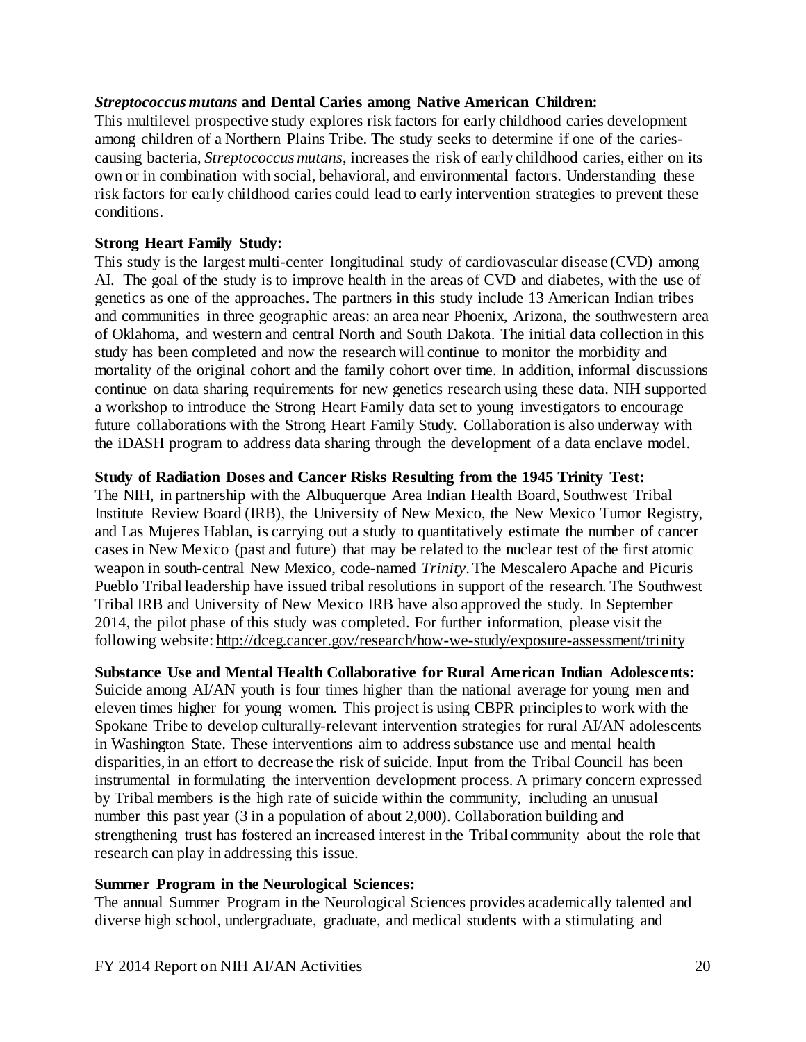***Streptococcus mutans* and Dental Caries among Native American Children:**
This multilevel prospective study explores risk factors for early childhood caries development among children of a Northern Plains Tribe. The study seeks to determine if one of the caries-causing bacteria, *Streptococcus mutans*, increases the risk of early childhood caries, either on its own or in combination with social, behavioral, and environmental factors. Understanding these risk factors for early childhood caries could lead to early intervention strategies to prevent these conditions.

**Strong Heart Family Study:**
This study is the largest multi-center longitudinal study of cardiovascular disease (CVD) among AI. The goal of the study is to improve health in the areas of CVD and diabetes, with the use of genetics as one of the approaches. The partners in this study include 13 American Indian tribes and communities in three geographic areas: an area near Phoenix, Arizona, the southwestern area of Oklahoma, and western and central North and South Dakota. The initial data collection in this study has been completed and now the research will continue to monitor the morbidity and mortality of the original cohort and the family cohort over time. In addition, informal discussions continue on data sharing requirements for new genetics research using these data. NIH supported a workshop to introduce the Strong Heart Family data set to young investigators to encourage future collaborations with the Strong Heart Family Study. Collaboration is also underway with the iDASH program to address data sharing through the development of a data enclave model.

**Study of Radiation Doses and Cancer Risks Resulting from the 1945 Trinity Test:**
The NIH, in partnership with the Albuquerque Area Indian Health Board, Southwest Tribal Institute Review Board (IRB), the University of New Mexico, the New Mexico Tumor Registry, and Las Mujeres Hablan, is carrying out a study to quantitatively estimate the number of cancer cases in New Mexico (past and future) that may be related to the nuclear test of the first atomic weapon in south-central New Mexico, code-named *Trinity*. The Mescalero Apache and Picuris Pueblo Tribal leadership have issued tribal resolutions in support of the research. The Southwest Tribal IRB and University of New Mexico IRB have also approved the study. In September 2014, the pilot phase of this study was completed. For further information, please visit the following website: http://dceg.cancer.gov/research/how-we-study/exposure-assessment/trinity

**Substance Use and Mental Health Collaborative for Rural American Indian Adolescents:**
Suicide among AI/AN youth is four times higher than the national average for young men and eleven times higher for young women. This project is using CBPR principles to work with the Spokane Tribe to develop culturally-relevant intervention strategies for rural AI/AN adolescents in Washington State. These interventions aim to address substance use and mental health disparities, in an effort to decrease the risk of suicide. Input from the Tribal Council has been instrumental in formulating the intervention development process. A primary concern expressed by Tribal members is the high rate of suicide within the community, including an unusual number this past year (3 in a population of about 2,000). Collaboration building and strengthening trust has fostered an increased interest in the Tribal community about the role that research can play in addressing this issue.

**Summer Program in the Neurological Sciences:**
The annual Summer Program in the Neurological Sciences provides academically talented and diverse high school, undergraduate, graduate, and medical students with a stimulating and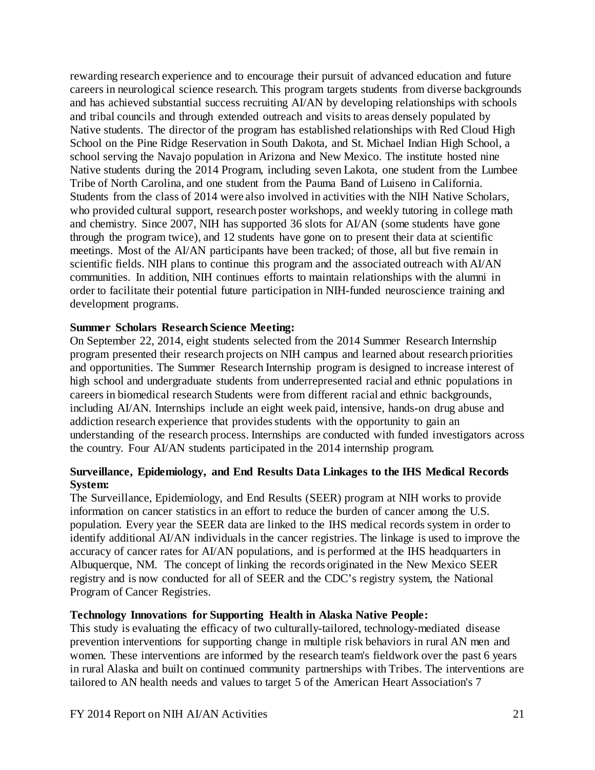rewarding research experience and to encourage their pursuit of advanced education and future careers in neurological science research. This program targets students from diverse backgrounds and has achieved substantial success recruiting AI/AN by developing relationships with schools and tribal councils and through extended outreach and visits to areas densely populated by Native students. The director of the program has established relationships with Red Cloud High School on the Pine Ridge Reservation in South Dakota, and St. Michael Indian High School, a school serving the Navajo population in Arizona and New Mexico. The institute hosted nine Native students during the 2014 Program, including seven Lakota, one student from the Lumbee Tribe of North Carolina, and one student from the Pauma Band of Luiseno in California. Students from the class of 2014 were also involved in activities with the NIH Native Scholars, who provided cultural support, research poster workshops, and weekly tutoring in college math and chemistry. Since 2007, NIH has supported 36 slots for AI/AN (some students have gone through the program twice), and 12 students have gone on to present their data at scientific meetings. Most of the AI/AN participants have been tracked; of those, all but five remain in scientific fields. NIH plans to continue this program and the associated outreach with AI/AN communities. In addition, NIH continues efforts to maintain relationships with the alumni in order to facilitate their potential future participation in NIH-funded neuroscience training and development programs.

**Summer Scholars Research Science Meeting:**
On September 22, 2014, eight students selected from the 2014 Summer Research Internship program presented their research projects on NIH campus and learned about research priorities and opportunities. The Summer Research Internship program is designed to increase interest of high school and undergraduate students from underrepresented racial and ethnic populations in careers in biomedical research Students were from different racial and ethnic backgrounds, including AI/AN. Internships include an eight week paid, intensive, hands-on drug abuse and addiction research experience that provides students with the opportunity to gain an understanding of the research process. Internships are conducted with funded investigators across the country. Four AI/AN students participated in the 2014 internship program.

**Surveillance, Epidemiology, and End Results Data Linkages to the IHS Medical Records System:**
The Surveillance, Epidemiology, and End Results (SEER) program at NIH works to provide information on cancer statistics in an effort to reduce the burden of cancer among the U.S. population. Every year the SEER data are linked to the IHS medical records system in order to identify additional AI/AN individuals in the cancer registries. The linkage is used to improve the accuracy of cancer rates for AI/AN populations, and is performed at the IHS headquarters in Albuquerque, NM. The concept of linking the records originated in the New Mexico SEER registry and is now conducted for all of SEER and the CDC's registry system, the National Program of Cancer Registries.

**Technology Innovations for Supporting Health in Alaska Native People:**
This study is evaluating the efficacy of two culturally-tailored, technology-mediated disease prevention interventions for supporting change in multiple risk behaviors in rural AN men and women. These interventions are informed by the research team's fieldwork over the past 6 years in rural Alaska and built on continued community partnerships with Tribes. The interventions are tailored to AN health needs and values to target 5 of the American Heart Association's 7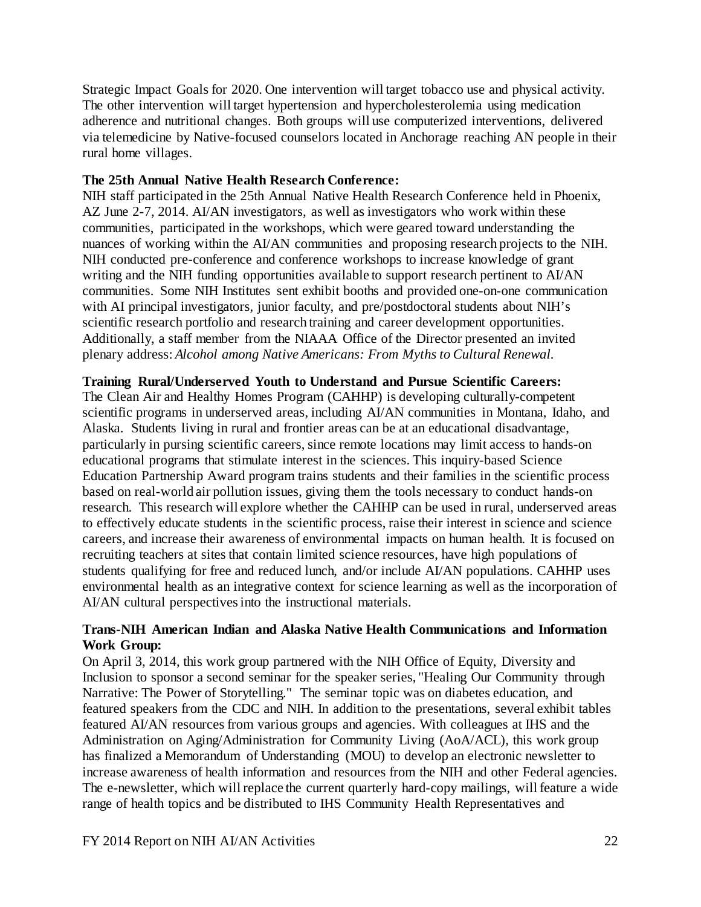Strategic Impact Goals for 2020. One intervention will target tobacco use and physical activity. The other intervention will target hypertension and hypercholesterolemia using medication adherence and nutritional changes. Both groups will use computerized interventions, delivered via telemedicine by Native-focused counselors located in Anchorage reaching AN people in their rural home villages.

**The 25th Annual Native Health Research Conference:**
NIH staff participated in the 25th Annual Native Health Research Conference held in Phoenix, AZ June 2-7, 2014. AI/AN investigators, as well as investigators who work within these communities, participated in the workshops, which were geared toward understanding the nuances of working within the AI/AN communities and proposing research projects to the NIH. NIH conducted pre-conference and conference workshops to increase knowledge of grant writing and the NIH funding opportunities available to support research pertinent to AI/AN communities. Some NIH Institutes sent exhibit booths and provided one-on-one communication with AI principal investigators, junior faculty, and pre/postdoctoral students about NIH's scientific research portfolio and research training and career development opportunities. Additionally, a staff member from the NIAAA Office of the Director presented an invited plenary address: *Alcohol among Native Americans: From Myths to Cultural Renewal.*

**Training Rural/Underserved Youth to Understand and Pursue Scientific Careers:**
The Clean Air and Healthy Homes Program (CAHHP) is developing culturally-competent scientific programs in underserved areas, including AI/AN communities in Montana, Idaho, and Alaska. Students living in rural and frontier areas can be at an educational disadvantage, particularly in pursing scientific careers, since remote locations may limit access to hands-on educational programs that stimulate interest in the sciences. This inquiry-based Science Education Partnership Award program trains students and their families in the scientific process based on real-world air pollution issues, giving them the tools necessary to conduct hands-on research. This research will explore whether the CAHHP can be used in rural, underserved areas to effectively educate students in the scientific process, raise their interest in science and science careers, and increase their awareness of environmental impacts on human health. It is focused on recruiting teachers at sites that contain limited science resources, have high populations of students qualifying for free and reduced lunch, and/or include AI/AN populations. CAHHP uses environmental health as an integrative context for science learning as well as the incorporation of AI/AN cultural perspectives into the instructional materials.

**Trans-NIH American Indian and Alaska Native Health Communications and Information Work Group:**
On April 3, 2014, this work group partnered with the NIH Office of Equity, Diversity and Inclusion to sponsor a second seminar for the speaker series, "Healing Our Community through Narrative: The Power of Storytelling." The seminar topic was on diabetes education, and featured speakers from the CDC and NIH. In addition to the presentations, several exhibit tables featured AI/AN resources from various groups and agencies. With colleagues at IHS and the Administration on Aging/Administration for Community Living (AoA/ACL), this work group has finalized a Memorandum of Understanding (MOU) to develop an electronic newsletter to increase awareness of health information and resources from the NIH and other Federal agencies. The e-newsletter, which will replace the current quarterly hard-copy mailings, will feature a wide range of health topics and be distributed to IHS Community Health Representatives and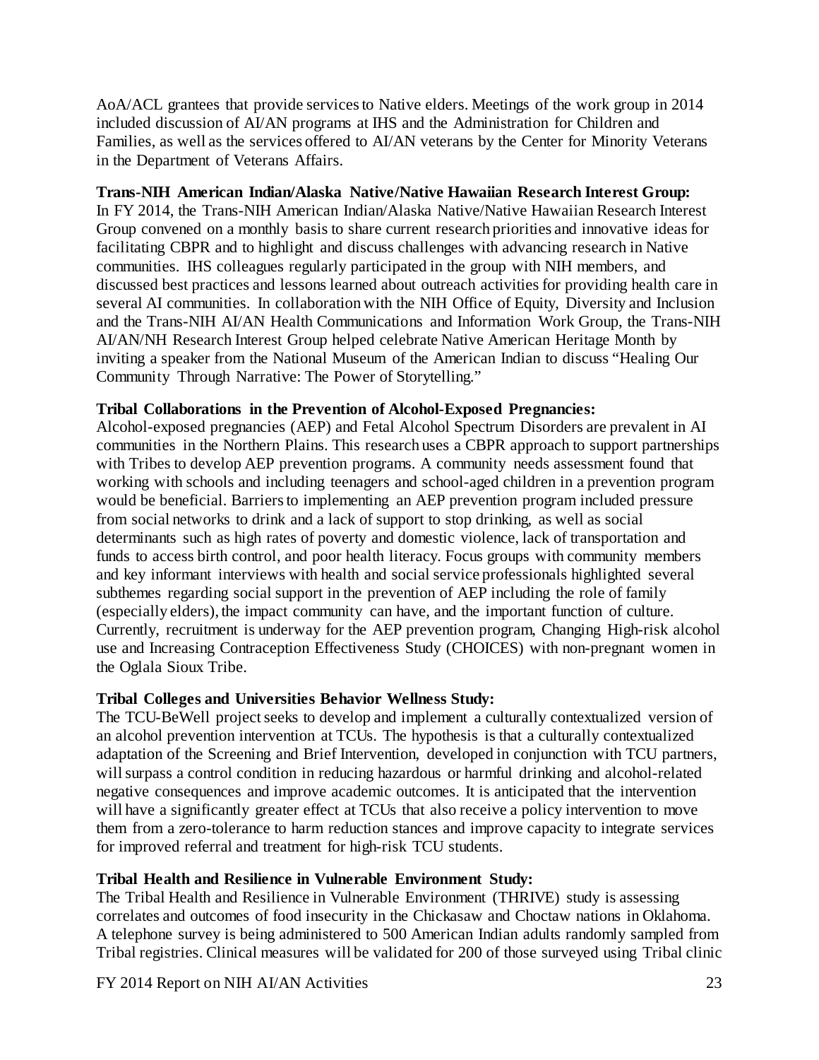AoA/ACL grantees that provide services to Native elders. Meetings of the work group in 2014 included discussion of AI/AN programs at IHS and the Administration for Children and Families, as well as the services offered to AI/AN veterans by the Center for Minority Veterans in the Department of Veterans Affairs.

**Trans-NIH American Indian/Alaska Native/Native Hawaiian Research Interest Group:**
In FY 2014, the Trans-NIH American Indian/Alaska Native/Native Hawaiian Research Interest Group convened on a monthly basis to share current research priorities and innovative ideas for facilitating CBPR and to highlight and discuss challenges with advancing research in Native communities. IHS colleagues regularly participated in the group with NIH members, and discussed best practices and lessons learned about outreach activities for providing health care in several AI communities. In collaboration with the NIH Office of Equity, Diversity and Inclusion and the Trans-NIH AI/AN Health Communications and Information Work Group, the Trans-NIH AI/AN/NH Research Interest Group helped celebrate Native American Heritage Month by inviting a speaker from the National Museum of the American Indian to discuss "Healing Our Community Through Narrative: The Power of Storytelling."

**Tribal Collaborations in the Prevention of Alcohol-Exposed Pregnancies:**
Alcohol-exposed pregnancies (AEP) and Fetal Alcohol Spectrum Disorders are prevalent in AI communities in the Northern Plains. This research uses a CBPR approach to support partnerships with Tribes to develop AEP prevention programs. A community needs assessment found that working with schools and including teenagers and school-aged children in a prevention program would be beneficial. Barriers to implementing an AEP prevention program included pressure from social networks to drink and a lack of support to stop drinking, as well as social determinants such as high rates of poverty and domestic violence, lack of transportation and funds to access birth control, and poor health literacy. Focus groups with community members and key informant interviews with health and social service professionals highlighted several subthemes regarding social support in the prevention of AEP including the role of family (especially elders), the impact community can have, and the important function of culture. Currently, recruitment is underway for the AEP prevention program, Changing High-risk alcohol use and Increasing Contraception Effectiveness Study (CHOICES) with non-pregnant women in the Oglala Sioux Tribe.

**Tribal Colleges and Universities Behavior Wellness Study:**
The TCU-BeWell project seeks to develop and implement a culturally contextualized version of an alcohol prevention intervention at TCUs. The hypothesis is that a culturally contextualized adaptation of the Screening and Brief Intervention, developed in conjunction with TCU partners, will surpass a control condition in reducing hazardous or harmful drinking and alcohol-related negative consequences and improve academic outcomes. It is anticipated that the intervention will have a significantly greater effect at TCUs that also receive a policy intervention to move them from a zero-tolerance to harm reduction stances and improve capacity to integrate services for improved referral and treatment for high-risk TCU students.

**Tribal Health and Resilience in Vulnerable Environment Study:**
The Tribal Health and Resilience in Vulnerable Environment (THRIVE) study is assessing correlates and outcomes of food insecurity in the Chickasaw and Choctaw nations in Oklahoma. A telephone survey is being administered to 500 American Indian adults randomly sampled from Tribal registries. Clinical measures will be validated for 200 of those surveyed using Tribal clinic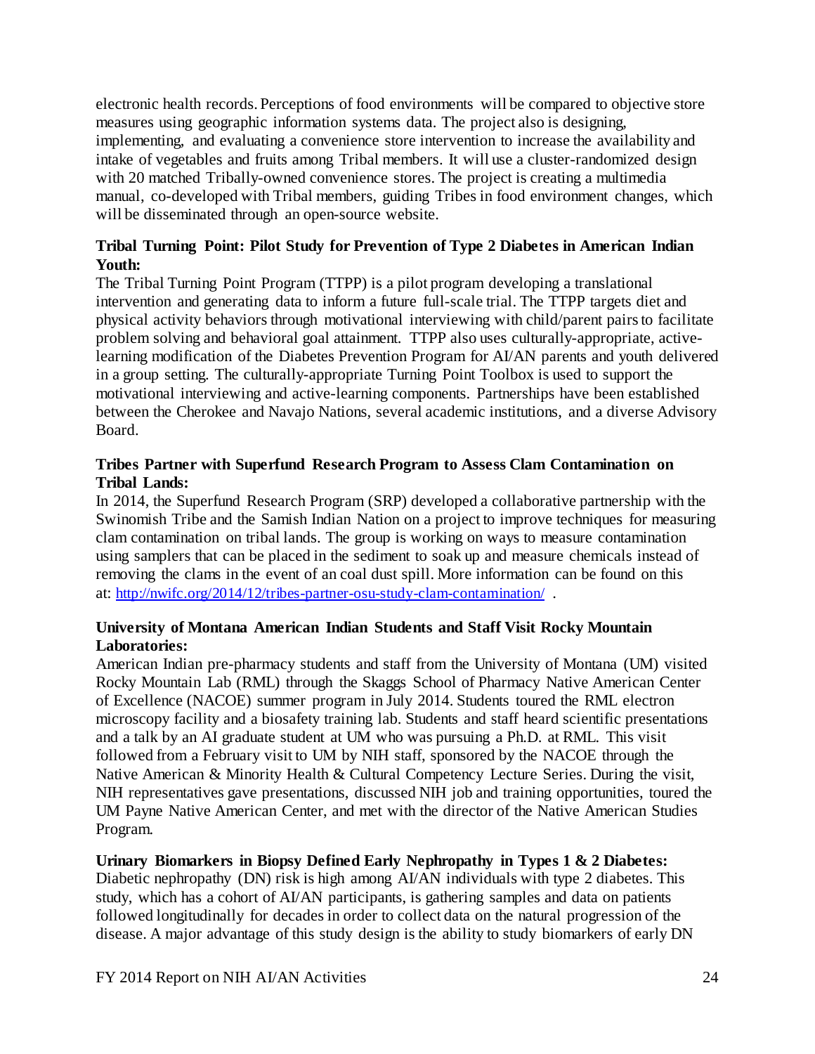electronic health records. Perceptions of food environments will be compared to objective store measures using geographic information systems data. The project also is designing, implementing, and evaluating a convenience store intervention to increase the availability and intake of vegetables and fruits among Tribal members. It will use a cluster-randomized design with 20 matched Tribally-owned convenience stores. The project is creating a multimedia manual, co-developed with Tribal members, guiding Tribes in food environment changes, which will be disseminated through an open-source website.

**Tribal Turning Point: Pilot Study for Prevention of Type 2 Diabetes in American Indian Youth:**

The Tribal Turning Point Program (TTPP) is a pilot program developing a translational intervention and generating data to inform a future full-scale trial. The TTPP targets diet and physical activity behaviors through motivational interviewing with child/parent pairs to facilitate problem solving and behavioral goal attainment. TTPP also uses culturally-appropriate, active-learning modification of the Diabetes Prevention Program for AI/AN parents and youth delivered in a group setting. The culturally-appropriate Turning Point Toolbox is used to support the motivational interviewing and active-learning components. Partnerships have been established between the Cherokee and Navajo Nations, several academic institutions, and a diverse Advisory Board.

**Tribes Partner with Superfund Research Program to Assess Clam Contamination on Tribal Lands:**

In 2014, the Superfund Research Program (SRP) developed a collaborative partnership with the Swinomish Tribe and the Samish Indian Nation on a project to improve techniques for measuring clam contamination on tribal lands. The group is working on ways to measure contamination using samplers that can be placed in the sediment to soak up and measure chemicals instead of removing the clams in the event of an coal dust spill. More information can be found on this at: http://nwifc.org/2014/12/tribes-partner-osu-study-clam-contamination/ .

**University of Montana American Indian Students and Staff Visit Rocky Mountain Laboratories:**

American Indian pre-pharmacy students and staff from the University of Montana (UM) visited Rocky Mountain Lab (RML) through the Skaggs School of Pharmacy Native American Center of Excellence (NACOE) summer program in July 2014. Students toured the RML electron microscopy facility and a biosafety training lab. Students and staff heard scientific presentations and a talk by an AI graduate student at UM who was pursuing a Ph.D. at RML. This visit followed from a February visit to UM by NIH staff, sponsored by the NACOE through the Native American & Minority Health & Cultural Competency Lecture Series. During the visit, NIH representatives gave presentations, discussed NIH job and training opportunities, toured the UM Payne Native American Center, and met with the director of the Native American Studies Program.

**Urinary Biomarkers in Biopsy Defined Early Nephropathy in Types 1 & 2 Diabetes:**

Diabetic nephropathy (DN) risk is high among AI/AN individuals with type 2 diabetes. This study, which has a cohort of AI/AN participants, is gathering samples and data on patients followed longitudinally for decades in order to collect data on the natural progression of the disease. A major advantage of this study design is the ability to study biomarkers of early DN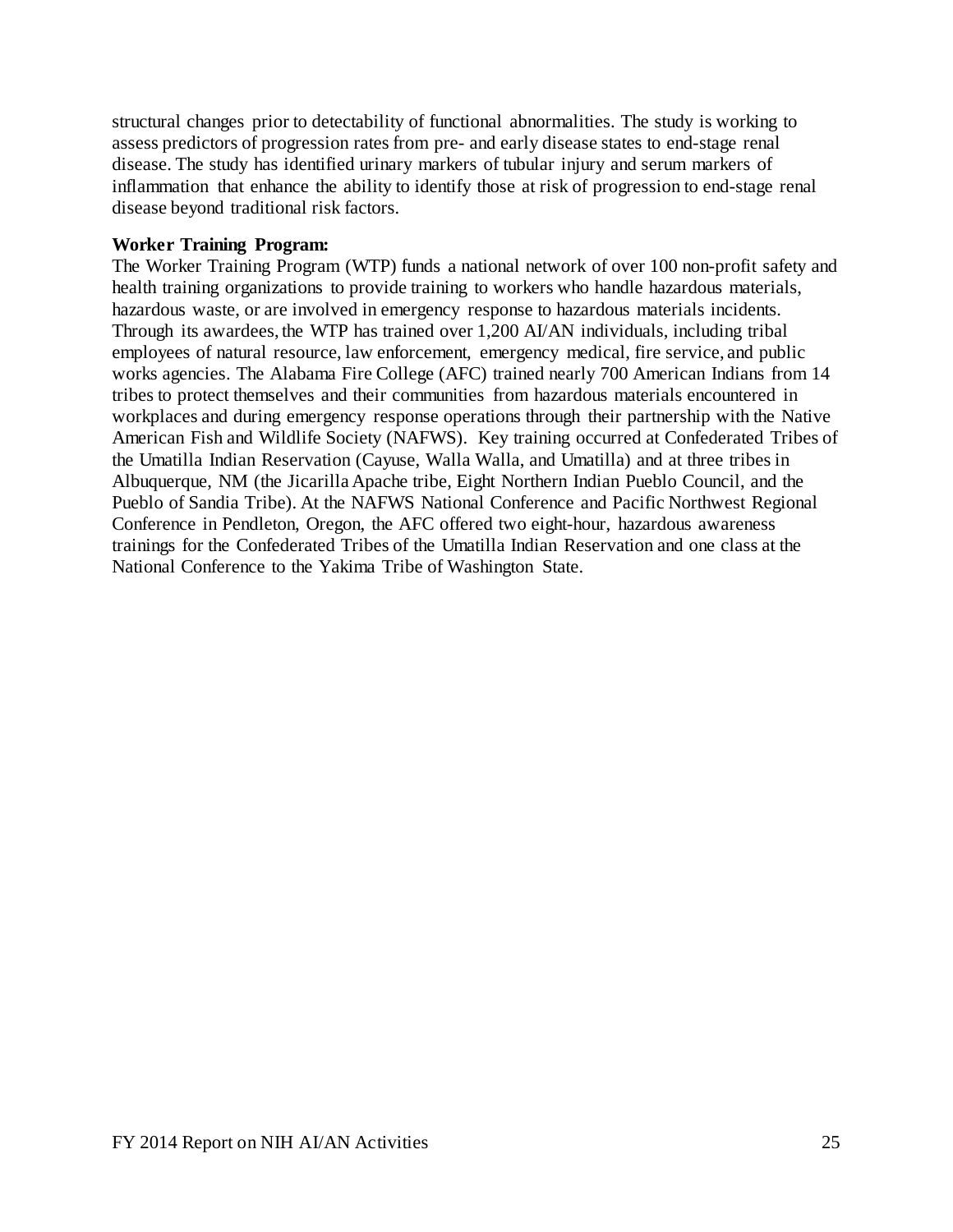structural changes prior to detectability of functional abnormalities. The study is working to assess predictors of progression rates from pre- and early disease states to end-stage renal disease. The study has identified urinary markers of tubular injury and serum markers of inflammation that enhance the ability to identify those at risk of progression to end-stage renal disease beyond traditional risk factors.

**Worker Training Program:**

The Worker Training Program (WTP) funds a national network of over 100 non-profit safety and health training organizations to provide training to workers who handle hazardous materials, hazardous waste, or are involved in emergency response to hazardous materials incidents. Through its awardees, the WTP has trained over 1,200 AI/AN individuals, including tribal employees of natural resource, law enforcement, emergency medical, fire service, and public works agencies. The Alabama Fire College (AFC) trained nearly 700 American Indians from 14 tribes to protect themselves and their communities from hazardous materials encountered in workplaces and during emergency response operations through their partnership with the Native American Fish and Wildlife Society (NAFWS). Key training occurred at Confederated Tribes of the Umatilla Indian Reservation (Cayuse, Walla Walla, and Umatilla) and at three tribes in Albuquerque, NM (the Jicarilla Apache tribe, Eight Northern Indian Pueblo Council, and the Pueblo of Sandia Tribe). At the NAFWS National Conference and Pacific Northwest Regional Conference in Pendleton, Oregon, the AFC offered two eight-hour, hazardous awareness trainings for the Confederated Tribes of the Umatilla Indian Reservation and one class at the National Conference to the Yakima Tribe of Washington State.